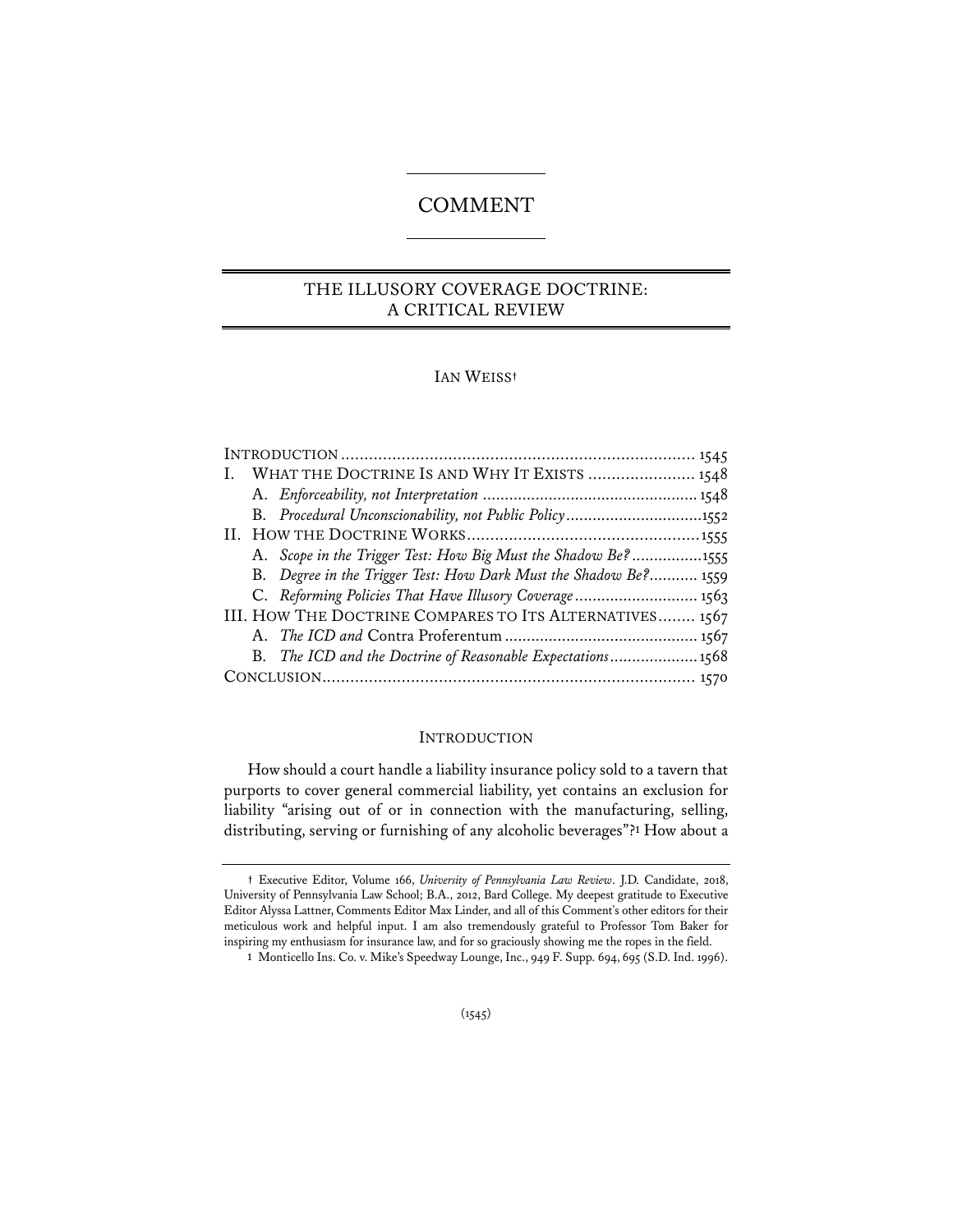# COMMENT

## THE ILLUSORY COVERAGE DOCTRINE: A CRITICAL REVIEW

IAN WEISS†

| | |
|---|---|
| INTRODUCTION | 1545 |
| I. WHAT THE DOCTRINE IS AND WHY IT EXISTS | 1548 |
| A. *Enforceability, not Interpretation* | 1548 |
| B. *Procedural Unconscionability, not Public Policy* | 1552 |
| II. HOW THE DOCTRINE WORKS | 1555 |
| A. *Scope in the Trigger Test: How Big Must the Shadow Be?* | 1555 |
| B. *Degree in the Trigger Test: How Dark Must the Shadow Be?* | 1559 |
| C. *Reforming Policies That Have Illusory Coverage* | 1563 |
| III. HOW THE DOCTRINE COMPARES TO ITS ALTERNATIVES | 1567 |
| A. *The ICD and* Contra Proferentum | 1567 |
| B. *The ICD and the Doctrine of Reasonable Expectations* | 1568 |
| CONCLUSION | 1570 |

### INTRODUCTION

How should a court handle a liability insurance policy sold to a tavern that purports to cover general commercial liability, yet contains an exclusion for liability "arising out of or in connection with the manufacturing, selling, distributing, serving or furnishing of any alcoholic beverages"?[1] How about a

† Executive Editor, Volume 166, *University of Pennsylvania Law Review*. J.D. Candidate, 2018, University of Pennsylvania Law School; B.A., 2012, Bard College. My deepest gratitude to Executive Editor Alyssa Lattner, Comments Editor Max Linder, and all of this Comment's other editors for their meticulous work and helpful input. I am also tremendously grateful to Professor Tom Baker for inspiring my enthusiasm for insurance law, and for so graciously showing me the ropes in the field.

1 Monticello Ins. Co. v. Mike's Speedway Lounge, Inc., 949 F. Supp. 694, 695 (S.D. Ind. 1996).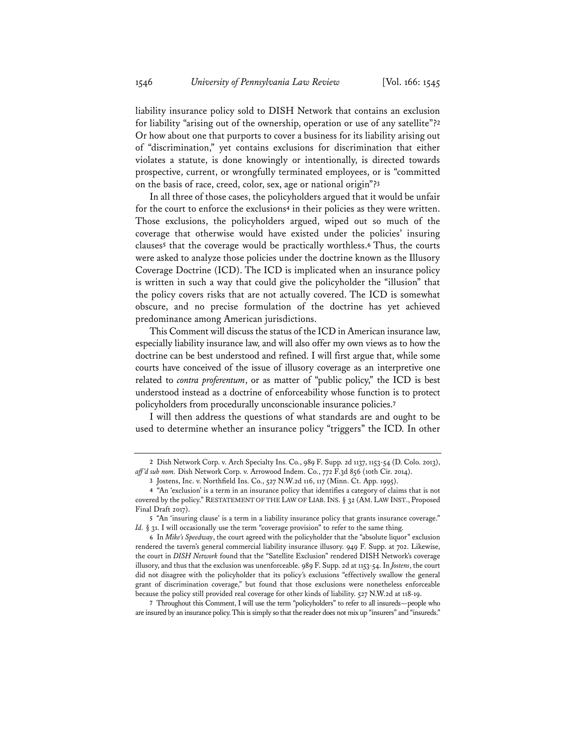liability insurance policy sold to DISH Network that contains an exclusion for liability "arising out of the ownership, operation or use of any satellite"?[2] Or how about one that purports to cover a business for its liability arising out of "discrimination," yet contains exclusions for discrimination that either violates a statute, is done knowingly or intentionally, is directed towards prospective, current, or wrongfully terminated employees, or is "committed on the basis of race, creed, color, sex, age or national origin"?[3]

In all three of those cases, the policyholders argued that it would be unfair for the court to enforce the exclusions[4] in their policies as they were written. Those exclusions, the policyholders argued, wiped out so much of the coverage that otherwise would have existed under the policies' insuring clauses[5] that the coverage would be practically worthless.[6] Thus, the courts were asked to analyze those policies under the doctrine known as the Illusory Coverage Doctrine (ICD). The ICD is implicated when an insurance policy is written in such a way that could give the policyholder the "illusion" that the policy covers risks that are not actually covered. The ICD is somewhat obscure, and no precise formulation of the doctrine has yet achieved predominance among American jurisdictions.

This Comment will discuss the status of the ICD in American insurance law, especially liability insurance law, and will also offer my own views as to how the doctrine can be best understood and refined. I will first argue that, while some courts have conceived of the issue of illusory coverage as an interpretive one related to *contra proferentum*, or as matter of "public policy," the ICD is best understood instead as a doctrine of enforceability whose function is to protect policyholders from procedurally unconscionable insurance policies.[7]

I will then address the questions of what standards are and ought to be used to determine whether an insurance policy "triggers" the ICD. In other

---

2 Dish Network Corp. v. Arch Specialty Ins. Co., 989 F. Supp. 2d 1137, 1153-54 (D. Colo. 2013), *aff'd sub nom.* Dish Network Corp. v. Arrowood Indem. Co., 772 F.3d 856 (10th Cir. 2014).

3 Jostens, Inc. v. Northfield Ins. Co., 527 N.W.2d 116, 117 (Minn. Ct. App. 1995).

4 "An 'exclusion' is a term in an insurance policy that identifies a category of claims that is not covered by the policy." RESTATEMENT OF THE LAW OF LIAB. INS. § 32 (AM. LAW INST., Proposed Final Draft 2017).

5 "An 'insuring clause' is a term in a liability insurance policy that grants insurance coverage." *Id.* § 31. I will occasionally use the term "coverage provision" to refer to the same thing.

6 In *Mike's Speedway*, the court agreed with the policyholder that the "absolute liquor" exclusion rendered the tavern's general commercial liability insurance illusory. 949 F. Supp. at 702. Likewise, the court in *DISH Network* found that the "Satellite Exclusion" rendered DISH Network's coverage illusory, and thus that the exclusion was unenforceable. 989 F. Supp. 2d at 1153-54. In *Jostens*, the court did not disagree with the policyholder that its policy's exclusions "effectively swallow the general grant of discrimination coverage," but found that those exclusions were nonetheless enforceable because the policy still provided real coverage for other kinds of liability. 527 N.W.2d at 118-19.

7 Throughout this Comment, I will use the term "policyholders" to refer to all insureds—people who are insured by an insurance policy. This is simply so that the reader does not mix up "insurers" and "insureds."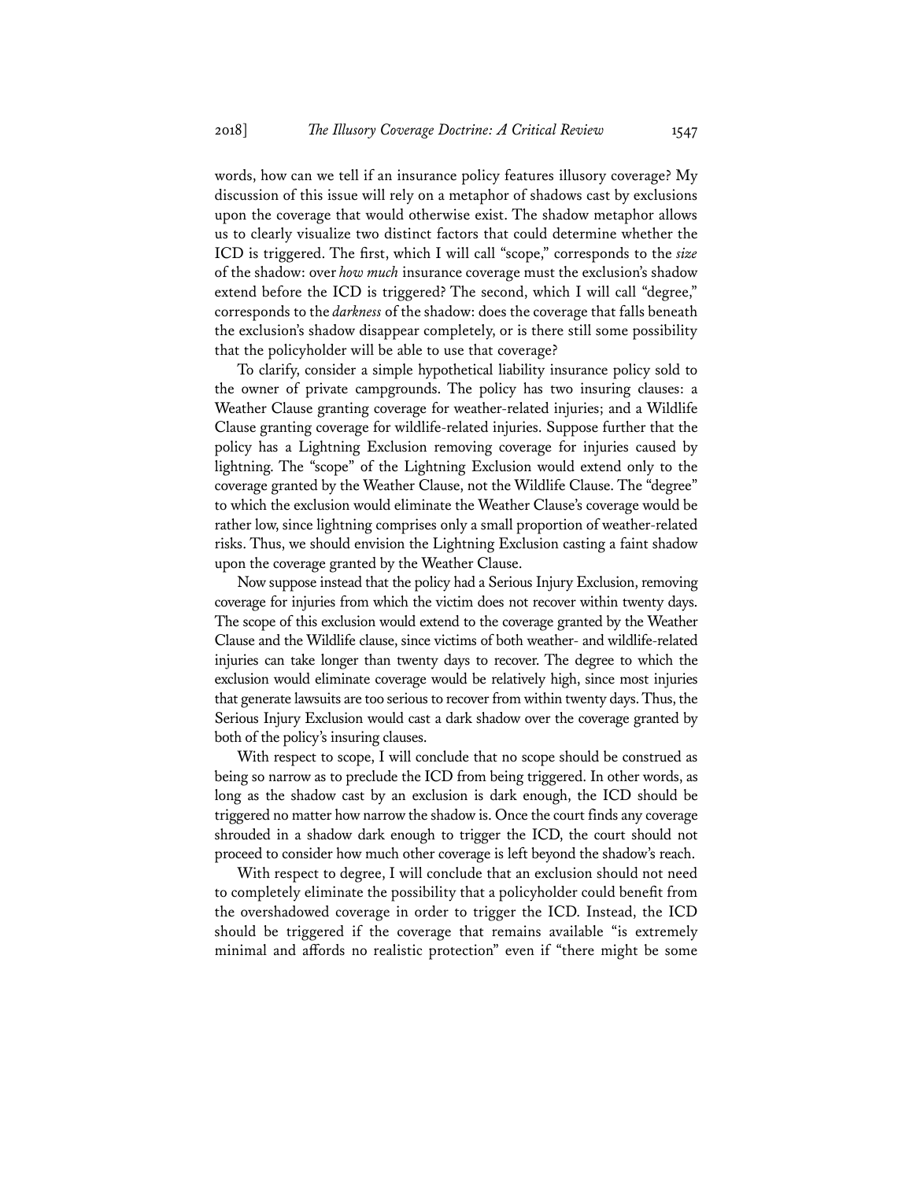words, how can we tell if an insurance policy features illusory coverage? My discussion of this issue will rely on a metaphor of shadows cast by exclusions upon the coverage that would otherwise exist. The shadow metaphor allows us to clearly visualize two distinct factors that could determine whether the ICD is triggered. The first, which I will call "scope," corresponds to the *size* of the shadow: over *how much* insurance coverage must the exclusion's shadow extend before the ICD is triggered? The second, which I will call "degree," corresponds to the *darkness* of the shadow: does the coverage that falls beneath the exclusion's shadow disappear completely, or is there still some possibility that the policyholder will be able to use that coverage?

To clarify, consider a simple hypothetical liability insurance policy sold to the owner of private campgrounds. The policy has two insuring clauses: a Weather Clause granting coverage for weather-related injuries; and a Wildlife Clause granting coverage for wildlife-related injuries. Suppose further that the policy has a Lightning Exclusion removing coverage for injuries caused by lightning. The "scope" of the Lightning Exclusion would extend only to the coverage granted by the Weather Clause, not the Wildlife Clause. The "degree" to which the exclusion would eliminate the Weather Clause's coverage would be rather low, since lightning comprises only a small proportion of weather-related risks. Thus, we should envision the Lightning Exclusion casting a faint shadow upon the coverage granted by the Weather Clause.

Now suppose instead that the policy had a Serious Injury Exclusion, removing coverage for injuries from which the victim does not recover within twenty days. The scope of this exclusion would extend to the coverage granted by the Weather Clause and the Wildlife clause, since victims of both weather- and wildlife-related injuries can take longer than twenty days to recover. The degree to which the exclusion would eliminate coverage would be relatively high, since most injuries that generate lawsuits are too serious to recover from within twenty days. Thus, the Serious Injury Exclusion would cast a dark shadow over the coverage granted by both of the policy's insuring clauses.

With respect to scope, I will conclude that no scope should be construed as being so narrow as to preclude the ICD from being triggered. In other words, as long as the shadow cast by an exclusion is dark enough, the ICD should be triggered no matter how narrow the shadow is. Once the court finds any coverage shrouded in a shadow dark enough to trigger the ICD, the court should not proceed to consider how much other coverage is left beyond the shadow's reach.

With respect to degree, I will conclude that an exclusion should not need to completely eliminate the possibility that a policyholder could benefit from the overshadowed coverage in order to trigger the ICD. Instead, the ICD should be triggered if the coverage that remains available "is extremely minimal and affords no realistic protection" even if "there might be some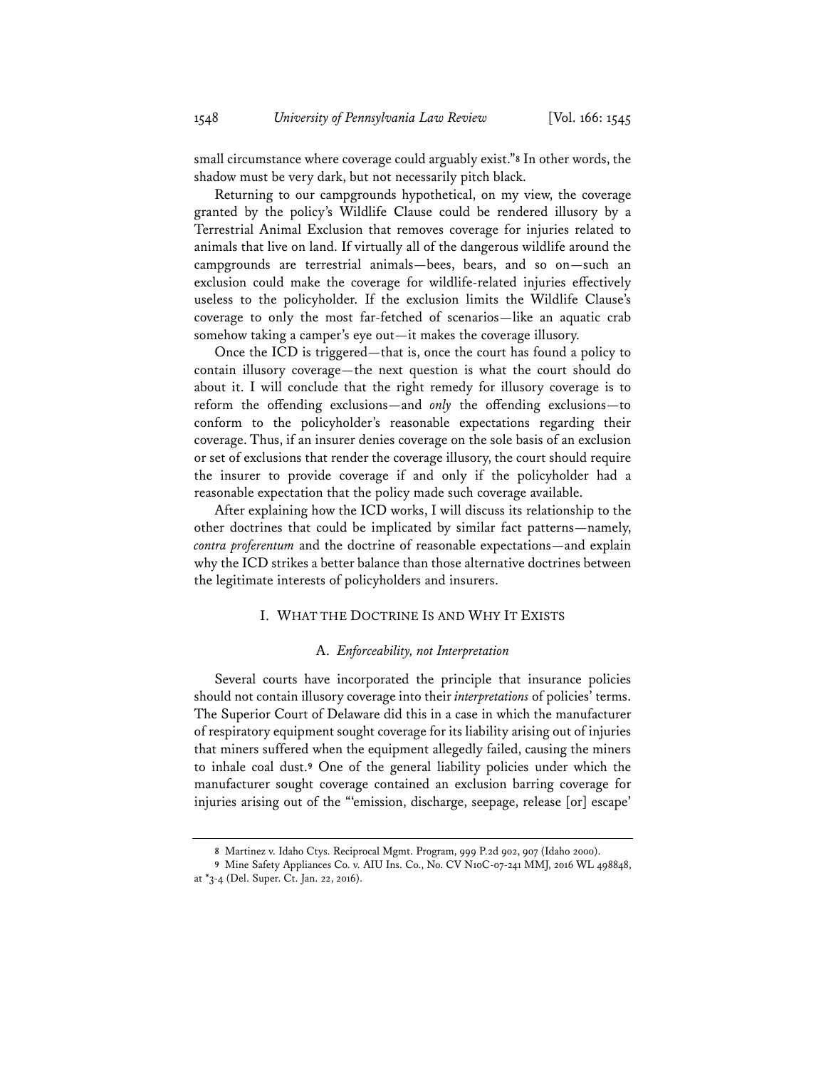small circumstance where coverage could arguably exist."[8] In other words, the shadow must be very dark, but not necessarily pitch black.

Returning to our campgrounds hypothetical, on my view, the coverage granted by the policy's Wildlife Clause could be rendered illusory by a Terrestrial Animal Exclusion that removes coverage for injuries related to animals that live on land. If virtually all of the dangerous wildlife around the campgrounds are terrestrial animals—bees, bears, and so on—such an exclusion could make the coverage for wildlife-related injuries effectively useless to the policyholder. If the exclusion limits the Wildlife Clause's coverage to only the most far-fetched of scenarios—like an aquatic crab somehow taking a camper's eye out—it makes the coverage illusory.

Once the ICD is triggered—that is, once the court has found a policy to contain illusory coverage—the next question is what the court should do about it. I will conclude that the right remedy for illusory coverage is to reform the offending exclusions—and *only* the offending exclusions—to conform to the policyholder's reasonable expectations regarding their coverage. Thus, if an insurer denies coverage on the sole basis of an exclusion or set of exclusions that render the coverage illusory, the court should require the insurer to provide coverage if and only if the policyholder had a reasonable expectation that the policy made such coverage available.

After explaining how the ICD works, I will discuss its relationship to the other doctrines that could be implicated by similar fact patterns—namely, *contra proferentum* and the doctrine of reasonable expectations—and explain why the ICD strikes a better balance than those alternative doctrines between the legitimate interests of policyholders and insurers.

## I. WHAT THE DOCTRINE IS AND WHY IT EXISTS

### A. *Enforceability, not Interpretation*

Several courts have incorporated the principle that insurance policies should not contain illusory coverage into their *interpretations* of policies' terms. The Superior Court of Delaware did this in a case in which the manufacturer of respiratory equipment sought coverage for its liability arising out of injuries that miners suffered when the equipment allegedly failed, causing the miners to inhale coal dust.[9] One of the general liability policies under which the manufacturer sought coverage contained an exclusion barring coverage for injuries arising out of the "'emission, discharge, seepage, release [or] escape'

---

[8] Martinez v. Idaho Ctys. Reciprocal Mgmt. Program, 999 P.2d 902, 907 (Idaho 2000).

[9] Mine Safety Appliances Co. v. AIU Ins. Co., No. CV N10C-07-241 MMJ, 2016 WL 498848, at *3-4 (Del. Super. Ct. Jan. 22, 2016).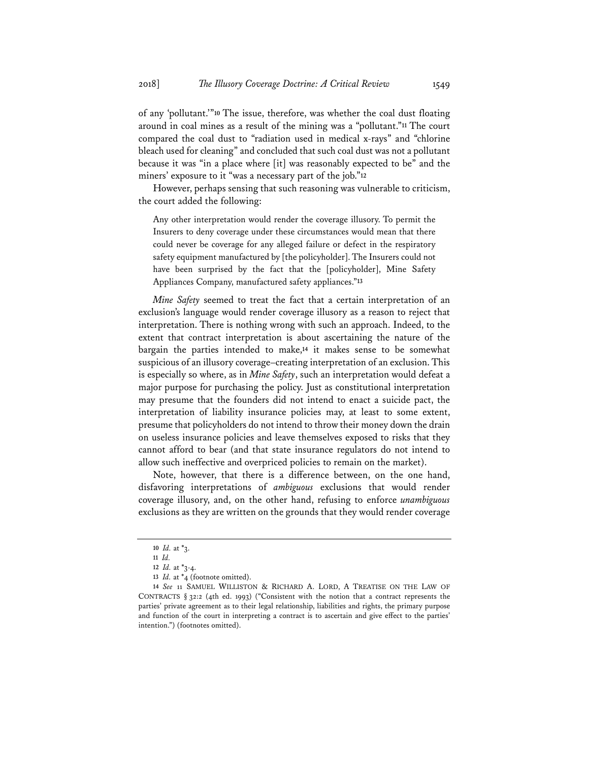of any 'pollutant.'"[10] The issue, therefore, was whether the coal dust floating around in coal mines as a result of the mining was a "pollutant."[11] The court compared the coal dust to "radiation used in medical x-rays" and "chlorine bleach used for cleaning" and concluded that such coal dust was not a pollutant because it was "in a place where [it] was reasonably expected to be" and the miners' exposure to it "was a necessary part of the job."[12]

However, perhaps sensing that such reasoning was vulnerable to criticism, the court added the following:

> Any other interpretation would render the coverage illusory. To permit the Insurers to deny coverage under these circumstances would mean that there could never be coverage for any alleged failure or defect in the respiratory safety equipment manufactured by [the policyholder]. The Insurers could not have been surprised by the fact that the [policyholder], Mine Safety Appliances Company, manufactured safety appliances."[13]

*Mine Safety* seemed to treat the fact that a certain interpretation of an exclusion's language would render coverage illusory as a reason to reject that interpretation. There is nothing wrong with such an approach. Indeed, to the extent that contract interpretation is about ascertaining the nature of the bargain the parties intended to make,[14] it makes sense to be somewhat suspicious of an illusory coverage–creating interpretation of an exclusion. This is especially so where, as in *Mine Safety*, such an interpretation would defeat a major purpose for purchasing the policy. Just as constitutional interpretation may presume that the founders did not intend to enact a suicide pact, the interpretation of liability insurance policies may, at least to some extent, presume that policyholders do not intend to throw their money down the drain on useless insurance policies and leave themselves exposed to risks that they cannot afford to bear (and that state insurance regulators do not intend to allow such ineffective and overpriced policies to remain on the market).

Note, however, that there is a difference between, on the one hand, disfavoring interpretations of *ambiguous* exclusions that would render coverage illusory, and, on the other hand, refusing to enforce *unambiguous* exclusions as they are written on the grounds that they would render coverage

---

10 *Id.* at *3.

11 *Id.*

12 *Id.* at *3-4.

13 *Id.* at *4 (footnote omitted).

14 *See* 11 SAMUEL WILLISTON & RICHARD A. LORD, A TREATISE ON THE LAW OF CONTRACTS § 32:2 (4th ed. 1993) ("Consistent with the notion that a contract represents the parties' private agreement as to their legal relationship, liabilities and rights, the primary purpose and function of the court in interpreting a contract is to ascertain and give effect to the parties' intention.") (footnotes omitted).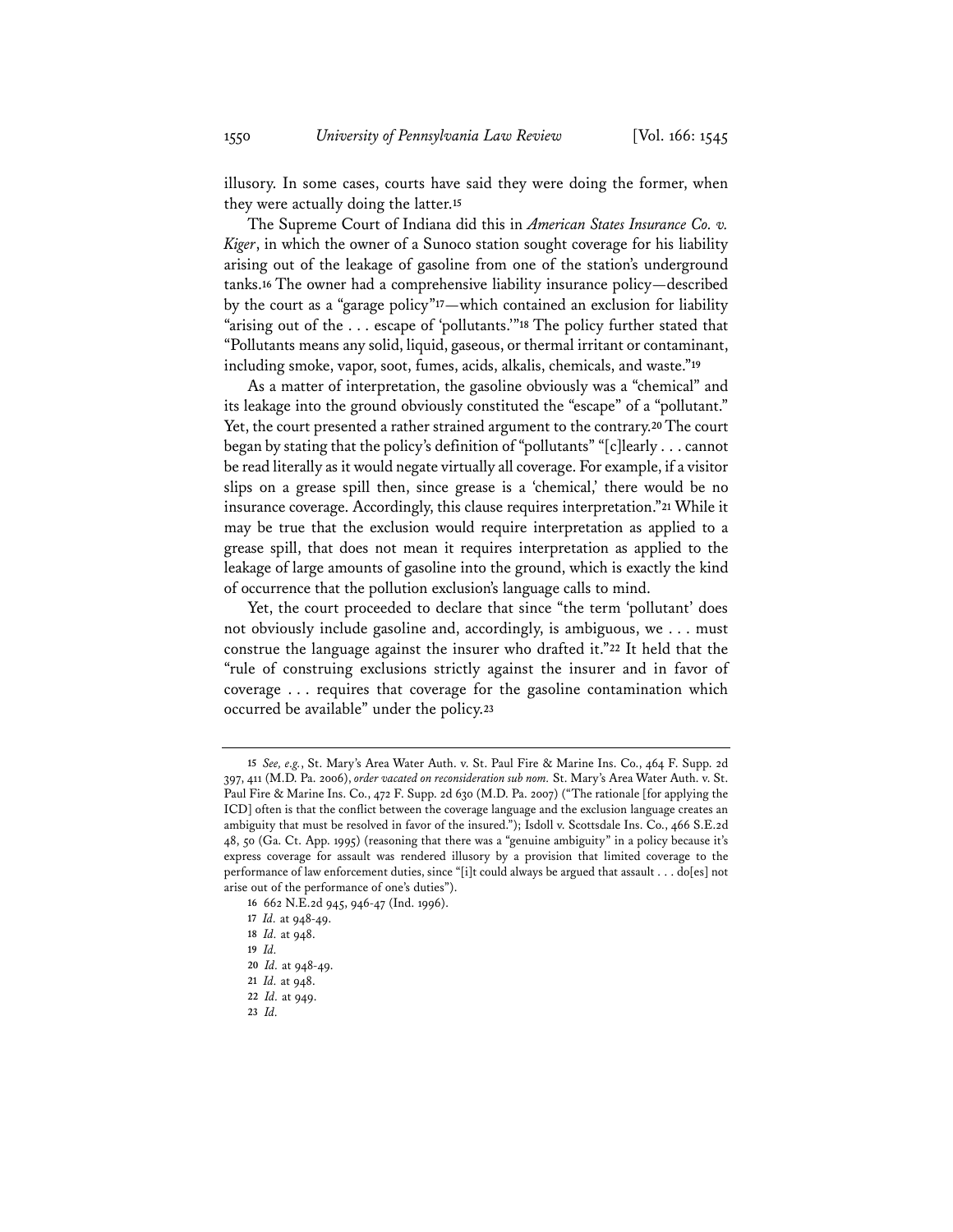illusory. In some cases, courts have said they were doing the former, when they were actually doing the latter.[15]

The Supreme Court of Indiana did this in *American States Insurance Co. v. Kiger*, in which the owner of a Sunoco station sought coverage for his liability arising out of the leakage of gasoline from one of the station's underground tanks.[16] The owner had a comprehensive liability insurance policy—described by the court as a "garage policy"[17]—which contained an exclusion for liability "arising out of the . . . escape of 'pollutants.'"[18] The policy further stated that "Pollutants means any solid, liquid, gaseous, or thermal irritant or contaminant, including smoke, vapor, soot, fumes, acids, alkalis, chemicals, and waste."[19]

As a matter of interpretation, the gasoline obviously was a "chemical" and its leakage into the ground obviously constituted the "escape" of a "pollutant." Yet, the court presented a rather strained argument to the contrary.[20] The court began by stating that the policy's definition of "pollutants" "[c]learly . . . cannot be read literally as it would negate virtually all coverage. For example, if a visitor slips on a grease spill then, since grease is a 'chemical,' there would be no insurance coverage. Accordingly, this clause requires interpretation."[21] While it may be true that the exclusion would require interpretation as applied to a grease spill, that does not mean it requires interpretation as applied to the leakage of large amounts of gasoline into the ground, which is exactly the kind of occurrence that the pollution exclusion's language calls to mind.

Yet, the court proceeded to declare that since "the term 'pollutant' does not obviously include gasoline and, accordingly, is ambiguous, we . . . must construe the language against the insurer who drafted it."[22] It held that the "rule of construing exclusions strictly against the insurer and in favor of coverage . . . requires that coverage for the gasoline contamination which occurred be available" under the policy.[23]

---

15 *See, e.g.*, St. Mary's Area Water Auth. v. St. Paul Fire & Marine Ins. Co., 464 F. Supp. 2d 397, 411 (M.D. Pa. 2006), *order vacated on reconsideration sub nom.* St. Mary's Area Water Auth. v. St. Paul Fire & Marine Ins. Co., 472 F. Supp. 2d 630 (M.D. Pa. 2007) ("The rationale [for applying the ICD] often is that the conflict between the coverage language and the exclusion language creates an ambiguity that must be resolved in favor of the insured."); Isdoll v. Scottsdale Ins. Co., 466 S.E.2d 48, 50 (Ga. Ct. App. 1995) (reasoning that there was a "genuine ambiguity" in a policy because it's express coverage for assault was rendered illusory by a provision that limited coverage to the performance of law enforcement duties, since "[i]t could always be argued that assault . . . do[es] not arise out of the performance of one's duties").

16 662 N.E.2d 945, 946-47 (Ind. 1996).

17 *Id.* at 948-49.

18 *Id.* at 948.

19 *Id.*

20 *Id.* at 948-49.

21 *Id.* at 948.

22 *Id.* at 949.

23 *Id.*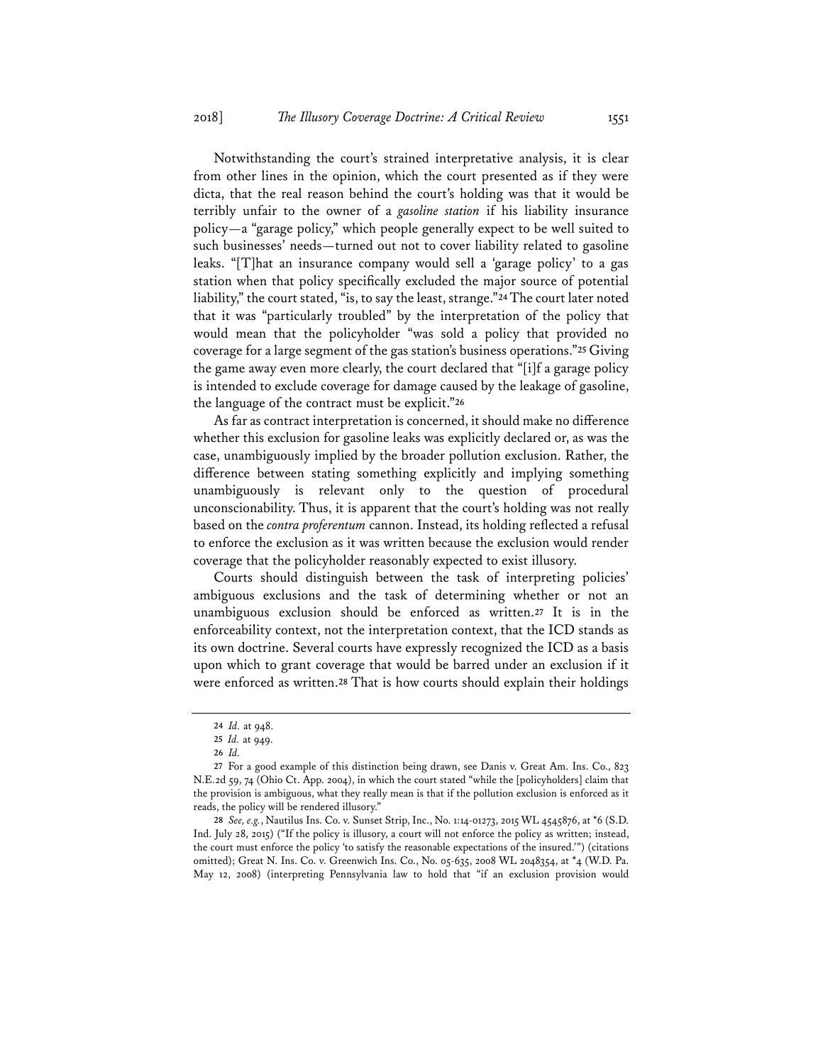Notwithstanding the court's strained interpretative analysis, it is clear from other lines in the opinion, which the court presented as if they were dicta, that the real reason behind the court's holding was that it would be terribly unfair to the owner of a *gasoline station* if his liability insurance policy—a "garage policy," which people generally expect to be well suited to such businesses' needs—turned out not to cover liability related to gasoline leaks. "[T]hat an insurance company would sell a 'garage policy' to a gas station when that policy specifically excluded the major source of potential liability," the court stated, "is, to say the least, strange."[24] The court later noted that it was "particularly troubled" by the interpretation of the policy that would mean that the policyholder "was sold a policy that provided no coverage for a large segment of the gas station's business operations."[25] Giving the game away even more clearly, the court declared that "[i]f a garage policy is intended to exclude coverage for damage caused by the leakage of gasoline, the language of the contract must be explicit."[26]

As far as contract interpretation is concerned, it should make no difference whether this exclusion for gasoline leaks was explicitly declared or, as was the case, unambiguously implied by the broader pollution exclusion. Rather, the difference between stating something explicitly and implying something unambiguously is relevant only to the question of procedural unconscionability. Thus, it is apparent that the court's holding was not really based on the *contra proferentum* cannon. Instead, its holding reflected a refusal to enforce the exclusion as it was written because the exclusion would render coverage that the policyholder reasonably expected to exist illusory.

Courts should distinguish between the task of interpreting policies' ambiguous exclusions and the task of determining whether or not an unambiguous exclusion should be enforced as written.[27] It is in the enforceability context, not the interpretation context, that the ICD stands as its own doctrine. Several courts have expressly recognized the ICD as a basis upon which to grant coverage that would be barred under an exclusion if it were enforced as written.[28] That is how courts should explain their holdings

---

24 *Id.* at 948.

25 *Id.* at 949.

26 *Id.*

27 For a good example of this distinction being drawn, see Danis v. Great Am. Ins. Co., 823 N.E.2d 59, 74 (Ohio Ct. App. 2004), in which the court stated "while the [policyholders] claim that the provision is ambiguous, what they really mean is that if the pollution exclusion is enforced as it reads, the policy will be rendered illusory."

28 *See, e.g.*, Nautilus Ins. Co. v. Sunset Strip, Inc., No. 1:14-01273, 2015 WL 4545876, at *6 (S.D. Ind. July 28, 2015) ("If the policy is illusory, a court will not enforce the policy as written; instead, the court must enforce the policy 'to satisfy the reasonable expectations of the insured.'") (citations omitted); Great N. Ins. Co. v. Greenwich Ins. Co., No. 05-635, 2008 WL 2048354, at *4 (W.D. Pa. May 12, 2008) (interpreting Pennsylvania law to hold that "if an exclusion provision would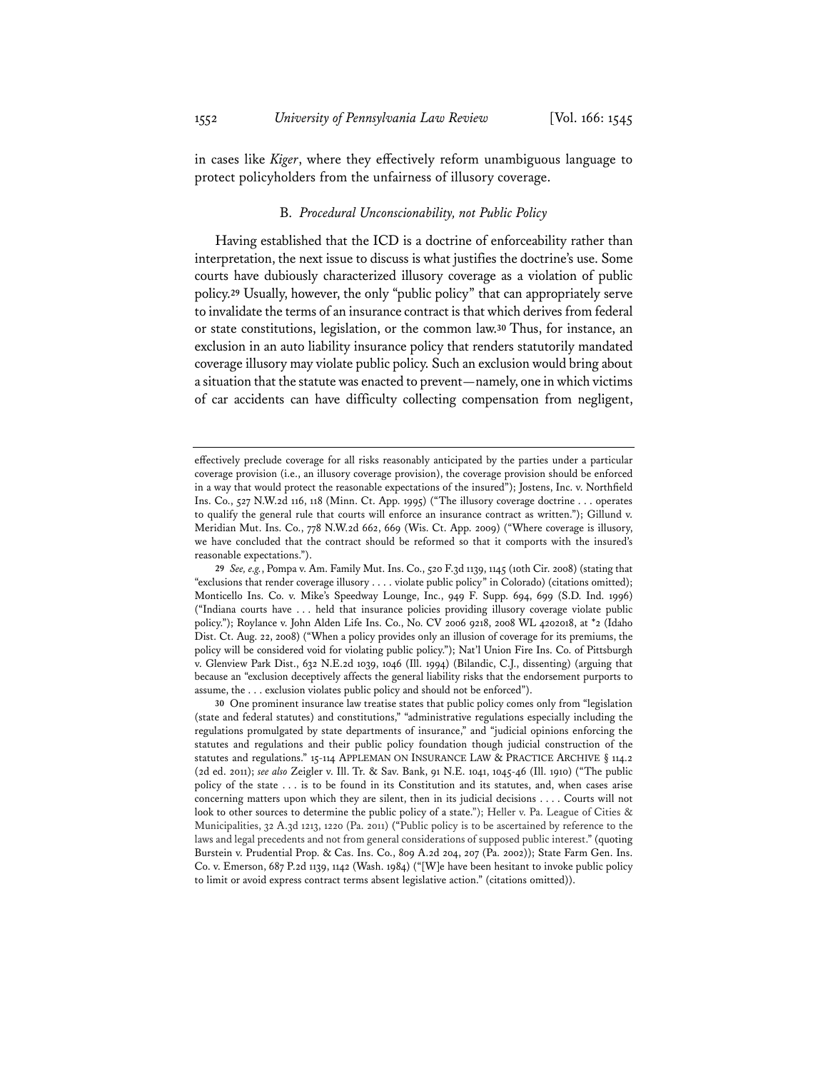in cases like *Kiger*, where they effectively reform unambiguous language to protect policyholders from the unfairness of illusory coverage.

### B. *Procedural Unconscionability, not Public Policy*

Having established that the ICD is a doctrine of enforceability rather than interpretation, the next issue to discuss is what justifies the doctrine's use. Some courts have dubiously characterized illusory coverage as a violation of public policy.[29] Usually, however, the only "public policy" that can appropriately serve to invalidate the terms of an insurance contract is that which derives from federal or state constitutions, legislation, or the common law.[30] Thus, for instance, an exclusion in an auto liability insurance policy that renders statutorily mandated coverage illusory may violate public policy. Such an exclusion would bring about a situation that the statute was enacted to prevent—namely, one in which victims of car accidents can have difficulty collecting compensation from negligent,

---

effectively preclude coverage for all risks reasonably anticipated by the parties under a particular coverage provision (i.e., an illusory coverage provision), the coverage provision should be enforced in a way that would protect the reasonable expectations of the insured"); Jostens, Inc. v. Northfield Ins. Co., 527 N.W.2d 116, 118 (Minn. Ct. App. 1995) ("The illusory coverage doctrine . . . operates to qualify the general rule that courts will enforce an insurance contract as written."); Gillund v. Meridian Mut. Ins. Co., 778 N.W.2d 662, 669 (Wis. Ct. App. 2009) ("Where coverage is illusory, we have concluded that the contract should be reformed so that it comports with the insured's reasonable expectations.").

29 *See, e.g.*, Pompa v. Am. Family Mut. Ins. Co., 520 F.3d 1139, 1145 (10th Cir. 2008) (stating that "exclusions that render coverage illusory . . . . violate public policy" in Colorado) (citations omitted); Monticello Ins. Co. v. Mike's Speedway Lounge, Inc., 949 F. Supp. 694, 699 (S.D. Ind. 1996) ("Indiana courts have . . . held that insurance policies providing illusory coverage violate public policy."); Roylance v. John Alden Life Ins. Co., No. CV 2006 9218, 2008 WL 4202018, at \*2 (Idaho Dist. Ct. Aug. 22, 2008) ("When a policy provides only an illusion of coverage for its premiums, the policy will be considered void for violating public policy."); Nat'l Union Fire Ins. Co. of Pittsburgh v. Glenview Park Dist., 632 N.E.2d 1039, 1046 (Ill. 1994) (Bilandic, C.J., dissenting) (arguing that because an "exclusion deceptively affects the general liability risks that the endorsement purports to assume, the . . . exclusion violates public policy and should not be enforced").

30 One prominent insurance law treatise states that public policy comes only from "legislation (state and federal statutes) and constitutions," "administrative regulations especially including the regulations promulgated by state departments of insurance," and "judicial opinions enforcing the statutes and regulations and their public policy foundation though judicial construction of the statutes and regulations." 15-114 APPLEMAN ON INSURANCE LAW & PRACTICE ARCHIVE § 114.2 (2d ed. 2011); *see also* Zeigler v. Ill. Tr. & Sav. Bank, 91 N.E. 1041, 1045-46 (Ill. 1910) ("The public policy of the state . . . is to be found in its Constitution and its statutes, and, when cases arise concerning matters upon which they are silent, then in its judicial decisions . . . . Courts will not look to other sources to determine the public policy of a state."); Heller v. Pa. League of Cities & Municipalities, 32 A.3d 1213, 1220 (Pa. 2011) ("Public policy is to be ascertained by reference to the laws and legal precedents and not from general considerations of supposed public interest." (quoting Burstein v. Prudential Prop. & Cas. Ins. Co., 809 A.2d 204, 207 (Pa. 2002)); State Farm Gen. Ins. Co. v. Emerson, 687 P.2d 1139, 1142 (Wash. 1984) ("[W]e have been hesitant to invoke public policy to limit or avoid express contract terms absent legislative action." (citations omitted)).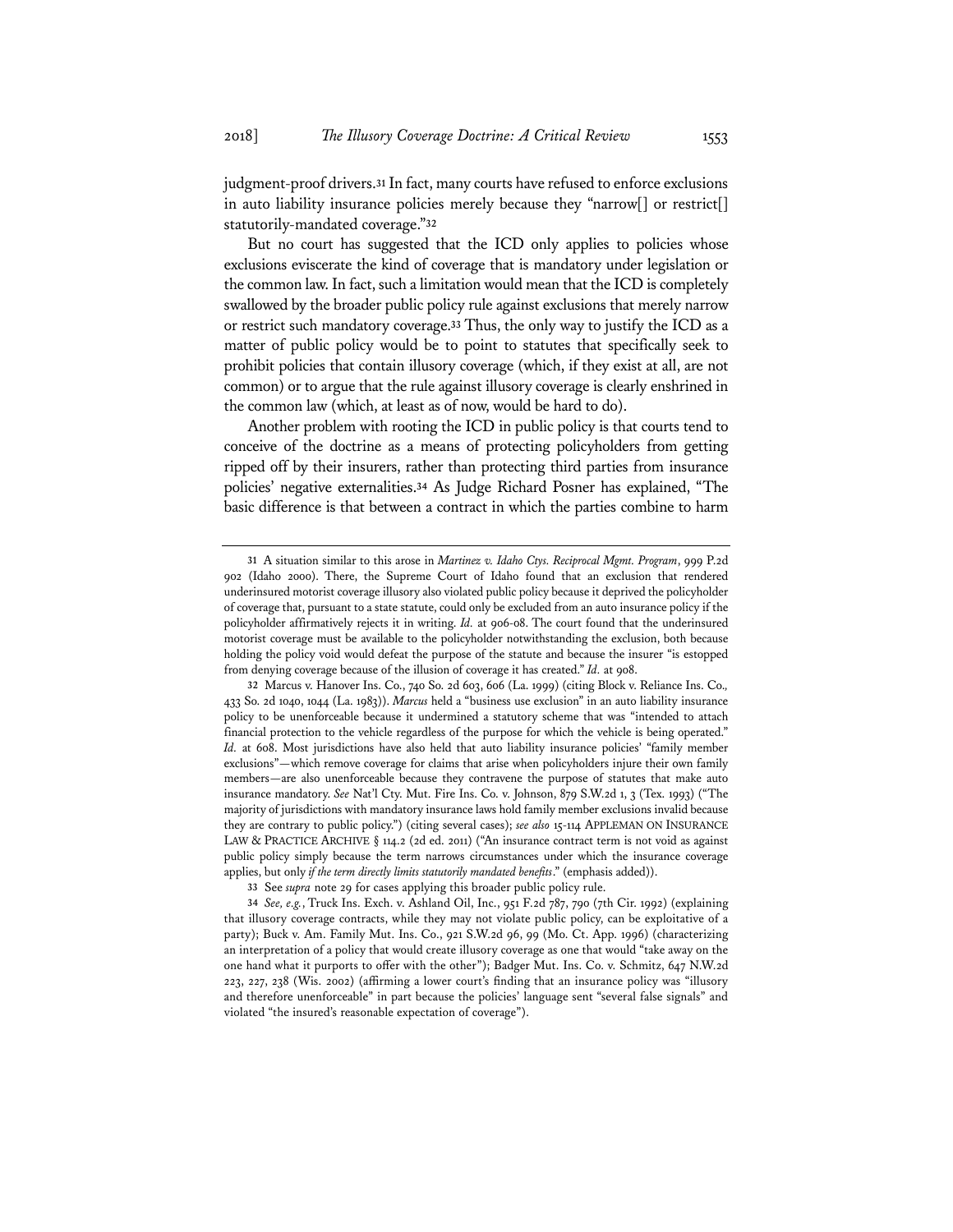judgment-proof drivers.[31] In fact, many courts have refused to enforce exclusions in auto liability insurance policies merely because they "narrow[] or restrict[] statutorily-mandated coverage."[32]

But no court has suggested that the ICD only applies to policies whose exclusions eviscerate the kind of coverage that is mandatory under legislation or the common law. In fact, such a limitation would mean that the ICD is completely swallowed by the broader public policy rule against exclusions that merely narrow or restrict such mandatory coverage.[33] Thus, the only way to justify the ICD as a matter of public policy would be to point to statutes that specifically seek to prohibit policies that contain illusory coverage (which, if they exist at all, are not common) or to argue that the rule against illusory coverage is clearly enshrined in the common law (which, at least as of now, would be hard to do).

Another problem with rooting the ICD in public policy is that courts tend to conceive of the doctrine as a means of protecting policyholders from getting ripped off by their insurers, rather than protecting third parties from insurance policies' negative externalities.[34] As Judge Richard Posner has explained, "The basic difference is that between a contract in which the parties combine to harm

---

31 A situation similar to this arose in *Martinez v. Idaho Ctys. Reciprocal Mgmt. Program*, 999 P.2d 902 (Idaho 2000). There, the Supreme Court of Idaho found that an exclusion that rendered underinsured motorist coverage illusory also violated public policy because it deprived the policyholder of coverage that, pursuant to a state statute, could only be excluded from an auto insurance policy if the policyholder affirmatively rejects it in writing. *Id.* at 906-08. The court found that the underinsured motorist coverage must be available to the policyholder notwithstanding the exclusion, both because holding the policy void would defeat the purpose of the statute and because the insurer "is estopped from denying coverage because of the illusion of coverage it has created." *Id.* at 908.

32 Marcus v. Hanover Ins. Co., 740 So. 2d 603, 606 (La. 1999) (citing Block v. Reliance Ins. Co., 433 So. 2d 1040, 1044 (La. 1983)). *Marcus* held a "business use exclusion" in an auto liability insurance policy to be unenforceable because it undermined a statutory scheme that was "intended to attach financial protection to the vehicle regardless of the purpose for which the vehicle is being operated." *Id.* at 608. Most jurisdictions have also held that auto liability insurance policies' "family member exclusions"—which remove coverage for claims that arise when policyholders injure their own family members—are also unenforceable because they contravene the purpose of statutes that make auto insurance mandatory. *See* Nat'l Cty. Mut. Fire Ins. Co. v. Johnson, 879 S.W.2d 1, 3 (Tex. 1993) ("The majority of jurisdictions with mandatory insurance laws hold family member exclusions invalid because they are contrary to public policy.") (citing several cases); *see also* 15-114 APPLEMAN ON INSURANCE LAW & PRACTICE ARCHIVE § 114.2 (2d ed. 2011) ("An insurance contract term is not void as against public policy simply because the term narrows circumstances under which the insurance coverage applies, but only *if the term directly limits statutorily mandated benefits*." (emphasis added)).

33 See *supra* note 29 for cases applying this broader public policy rule.

34 *See, e.g.*, Truck Ins. Exch. v. Ashland Oil, Inc., 951 F.2d 787, 790 (7th Cir. 1992) (explaining that illusory coverage contracts, while they may not violate public policy, can be exploitative of a party); Buck v. Am. Family Mut. Ins. Co., 921 S.W.2d 96, 99 (Mo. Ct. App. 1996) (characterizing an interpretation of a policy that would create illusory coverage as one that would "take away on the one hand what it purports to offer with the other"); Badger Mut. Ins. Co. v. Schmitz, 647 N.W.2d 223, 227, 238 (Wis. 2002) (affirming a lower court's finding that an insurance policy was "illusory and therefore unenforceable" in part because the policies' language sent "several false signals" and violated "the insured's reasonable expectation of coverage").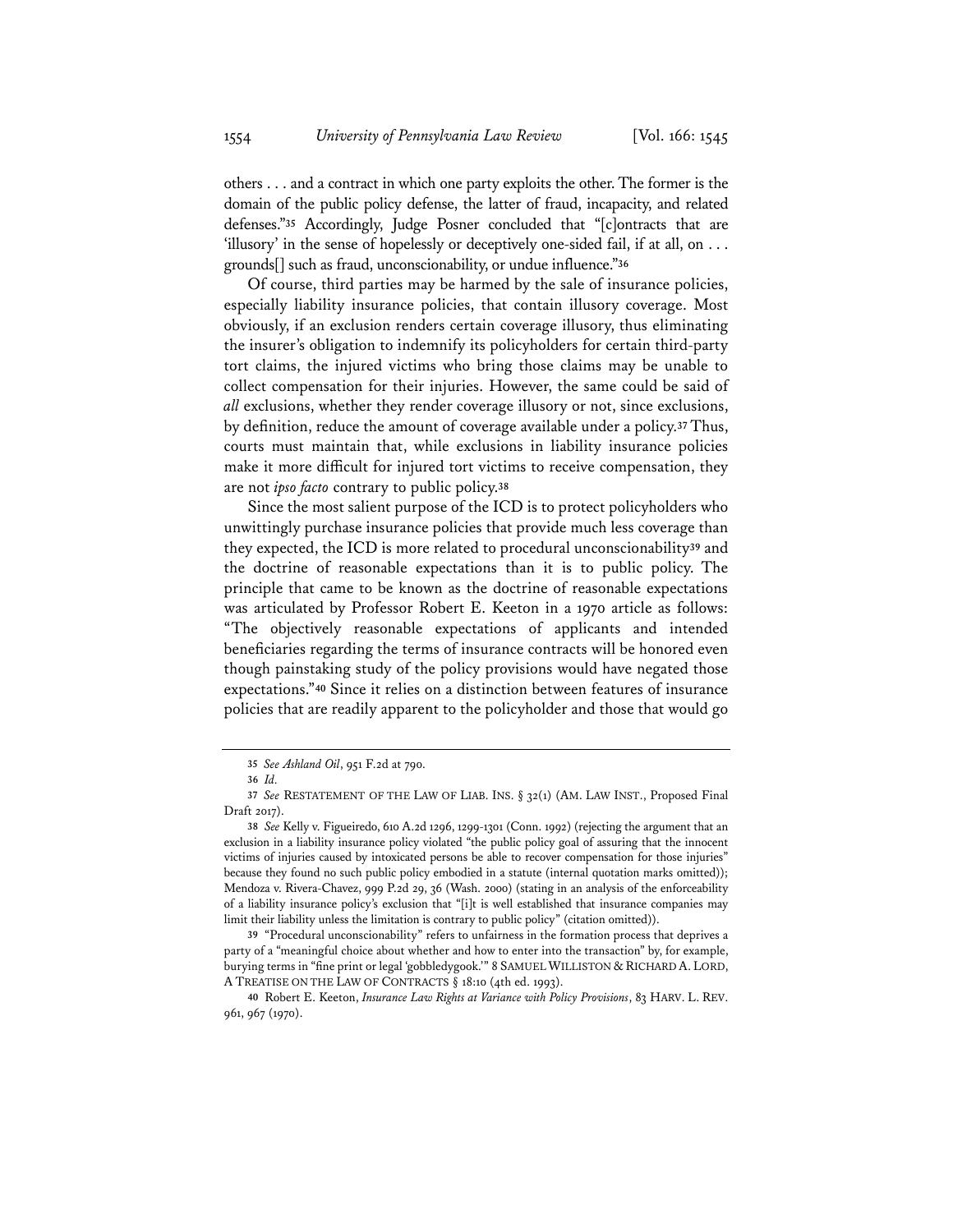others . . . and a contract in which one party exploits the other. The former is the domain of the public policy defense, the latter of fraud, incapacity, and related defenses."[35] Accordingly, Judge Posner concluded that "[c]ontracts that are 'illusory' in the sense of hopelessly or deceptively one-sided fail, if at all, on . . . grounds[] such as fraud, unconscionability, or undue influence."[36]

Of course, third parties may be harmed by the sale of insurance policies, especially liability insurance policies, that contain illusory coverage. Most obviously, if an exclusion renders certain coverage illusory, thus eliminating the insurer's obligation to indemnify its policyholders for certain third-party tort claims, the injured victims who bring those claims may be unable to collect compensation for their injuries. However, the same could be said of *all* exclusions, whether they render coverage illusory or not, since exclusions, by definition, reduce the amount of coverage available under a policy.[37] Thus, courts must maintain that, while exclusions in liability insurance policies make it more difficult for injured tort victims to receive compensation, they are not *ipso facto* contrary to public policy.[38]

Since the most salient purpose of the ICD is to protect policyholders who unwittingly purchase insurance policies that provide much less coverage than they expected, the ICD is more related to procedural unconscionability[39] and the doctrine of reasonable expectations than it is to public policy. The principle that came to be known as the doctrine of reasonable expectations was articulated by Professor Robert E. Keeton in a 1970 article as follows: "The objectively reasonable expectations of applicants and intended beneficiaries regarding the terms of insurance contracts will be honored even though painstaking study of the policy provisions would have negated those expectations."[40] Since it relies on a distinction between features of insurance policies that are readily apparent to the policyholder and those that would go

---

35 *See Ashland Oil*, 951 F.2d at 790.

36 *Id.*

37 *See* RESTATEMENT OF THE LAW OF LIAB. INS. § 32(1) (AM. LAW INST., Proposed Final Draft 2017).

38 *See* Kelly v. Figueiredo, 610 A.2d 1296, 1299-1301 (Conn. 1992) (rejecting the argument that an exclusion in a liability insurance policy violated "the public policy goal of assuring that the innocent victims of injuries caused by intoxicated persons be able to recover compensation for those injuries" because they found no such public policy embodied in a statute (internal quotation marks omitted)); Mendoza v. Rivera-Chavez, 999 P.2d 29, 36 (Wash. 2000) (stating in an analysis of the enforceability of a liability insurance policy's exclusion that "[i]t is well established that insurance companies may limit their liability unless the limitation is contrary to public policy" (citation omitted)).

39 "Procedural unconscionability" refers to unfairness in the formation process that deprives a party of a "meaningful choice about whether and how to enter into the transaction" by, for example, burying terms in "fine print or legal 'gobbledygook.'" 8 SAMUEL WILLISTON & RICHARD A. LORD, A TREATISE ON THE LAW OF CONTRACTS § 18:10 (4th ed. 1993).

40 Robert E. Keeton, *Insurance Law Rights at Variance with Policy Provisions*, 83 HARV. L. REV. 961, 967 (1970).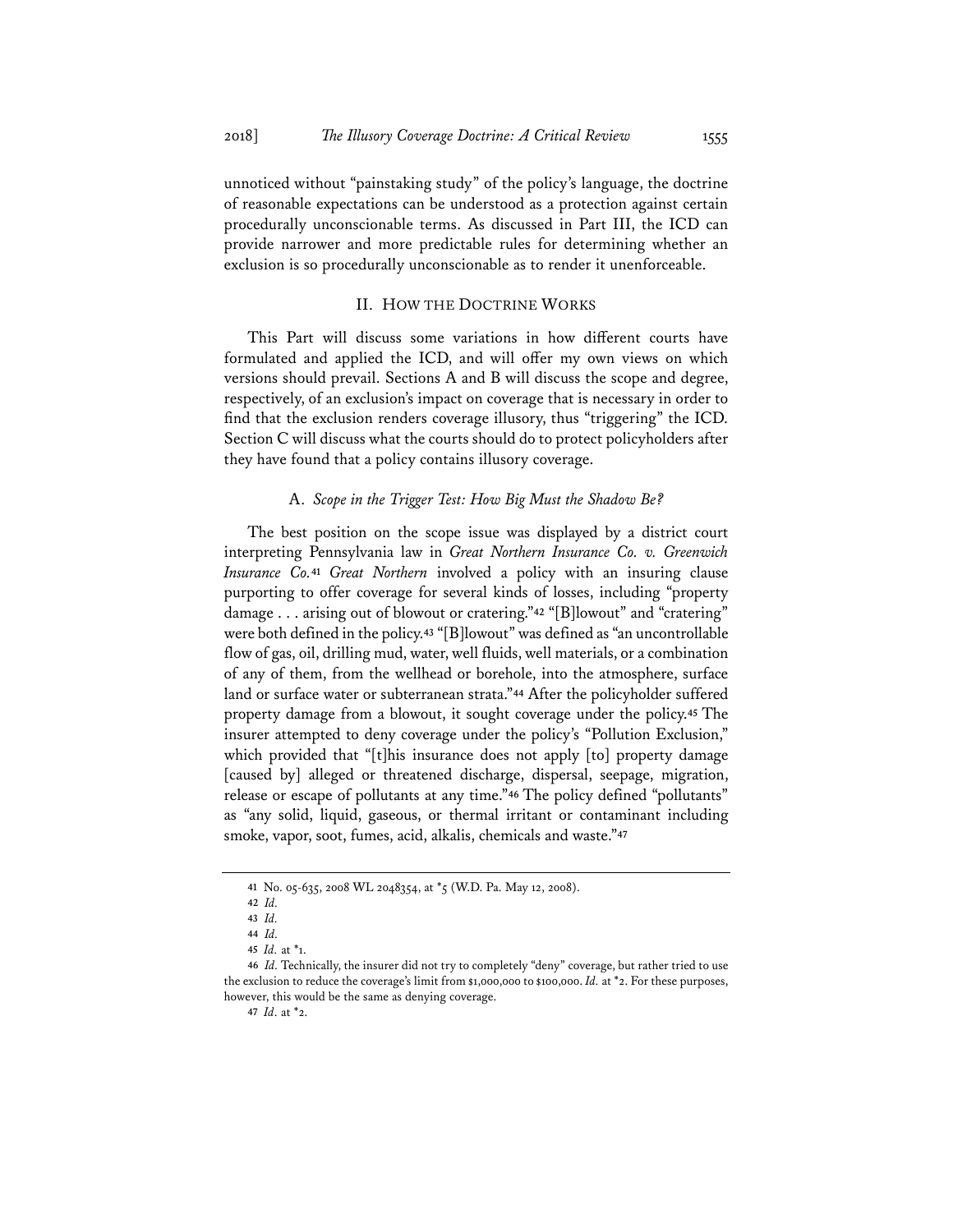unnoticed without "painstaking study" of the policy's language, the doctrine of reasonable expectations can be understood as a protection against certain procedurally unconscionable terms. As discussed in Part III, the ICD can provide narrower and more predictable rules for determining whether an exclusion is so procedurally unconscionable as to render it unenforceable.

## II. How the Doctrine Works

This Part will discuss some variations in how different courts have formulated and applied the ICD, and will offer my own views on which versions should prevail. Sections A and B will discuss the scope and degree, respectively, of an exclusion's impact on coverage that is necessary in order to find that the exclusion renders coverage illusory, thus "triggering" the ICD. Section C will discuss what the courts should do to protect policyholders after they have found that a policy contains illusory coverage.

### A. *Scope in the Trigger Test: How Big Must the Shadow Be?*

The best position on the scope issue was displayed by a district court interpreting Pennsylvania law in *Great Northern Insurance Co. v. Greenwich Insurance Co.*[41] *Great Northern* involved a policy with an insuring clause purporting to offer coverage for several kinds of losses, including "property damage . . . arising out of blowout or cratering."[42] "[B]lowout" and "cratering" were both defined in the policy.[43] "[B]lowout" was defined as "an uncontrollable flow of gas, oil, drilling mud, water, well fluids, well materials, or a combination of any of them, from the wellhead or borehole, into the atmosphere, surface land or surface water or subterranean strata."[44] After the policyholder suffered property damage from a blowout, it sought coverage under the policy.[45] The insurer attempted to deny coverage under the policy's "Pollution Exclusion," which provided that "[t]his insurance does not apply [to] property damage [caused by] alleged or threatened discharge, dispersal, seepage, migration, release or escape of pollutants at any time."[46] The policy defined "pollutants" as "any solid, liquid, gaseous, or thermal irritant or contaminant including smoke, vapor, soot, fumes, acid, alkalis, chemicals and waste."[47]

---

41 No. 05-635, 2008 WL 2048354, at *5 (W.D. Pa. May 12, 2008).

42 *Id.*

43 *Id.*

44 *Id.*

45 *Id.* at *1.

46 *Id.* Technically, the insurer did not try to completely "deny" coverage, but rather tried to use the exclusion to reduce the coverage's limit from $1,000,000 to $100,000. *Id.* at *2. For these purposes, however, this would be the same as denying coverage.

47 *Id*. at *2.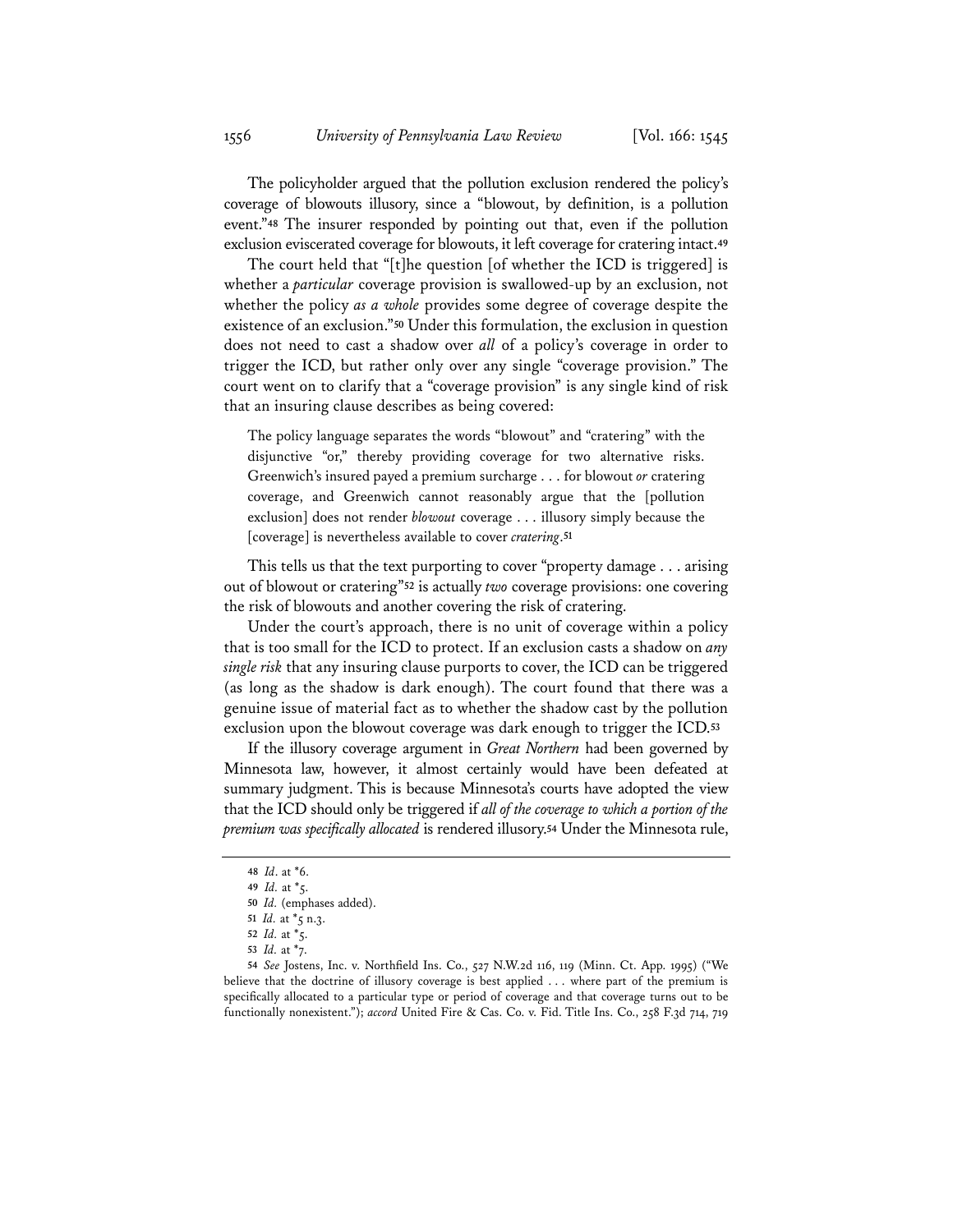The policyholder argued that the pollution exclusion rendered the policy's coverage of blowouts illusory, since a "blowout, by definition, is a pollution event."[48] The insurer responded by pointing out that, even if the pollution exclusion eviscerated coverage for blowouts, it left coverage for cratering intact.[49]

The court held that "[t]he question [of whether the ICD is triggered] is whether a *particular* coverage provision is swallowed-up by an exclusion, not whether the policy *as a whole* provides some degree of coverage despite the existence of an exclusion."[50] Under this formulation, the exclusion in question does not need to cast a shadow over *all* of a policy's coverage in order to trigger the ICD, but rather only over any single "coverage provision." The court went on to clarify that a "coverage provision" is any single kind of risk that an insuring clause describes as being covered:

> The policy language separates the words "blowout" and "cratering" with the disjunctive "or," thereby providing coverage for two alternative risks. Greenwich's insured payed a premium surcharge . . . for blowout *or* cratering coverage, and Greenwich cannot reasonably argue that the [pollution exclusion] does not render *blowout* coverage . . . illusory simply because the [coverage] is nevertheless available to cover *cratering*.[51]

This tells us that the text purporting to cover "property damage . . . arising out of blowout or cratering"[52] is actually *two* coverage provisions: one covering the risk of blowouts and another covering the risk of cratering.

Under the court's approach, there is no unit of coverage within a policy that is too small for the ICD to protect. If an exclusion casts a shadow on *any single risk* that any insuring clause purports to cover, the ICD can be triggered (as long as the shadow is dark enough). The court found that there was a genuine issue of material fact as to whether the shadow cast by the pollution exclusion upon the blowout coverage was dark enough to trigger the ICD.[53]

If the illusory coverage argument in *Great Northern* had been governed by Minnesota law, however, it almost certainly would have been defeated at summary judgment. This is because Minnesota's courts have adopted the view that the ICD should only be triggered if *all of the coverage to which a portion of the premium was specifically allocated* is rendered illusory.[54] Under the Minnesota rule,

---

48 *Id*. at *6.

49 *Id.* at *5.

50 *Id.* (emphases added).

51 *Id.* at *5 n.3.

52 *Id.* at *5.

53 *Id.* at *7.

54 *See* Jostens, Inc. v. Northfield Ins. Co., 527 N.W.2d 116, 119 (Minn. Ct. App. 1995) ("We believe that the doctrine of illusory coverage is best applied . . . where part of the premium is specifically allocated to a particular type or period of coverage and that coverage turns out to be functionally nonexistent."); *accord* United Fire & Cas. Co. v. Fid. Title Ins. Co., 258 F.3d 714, 719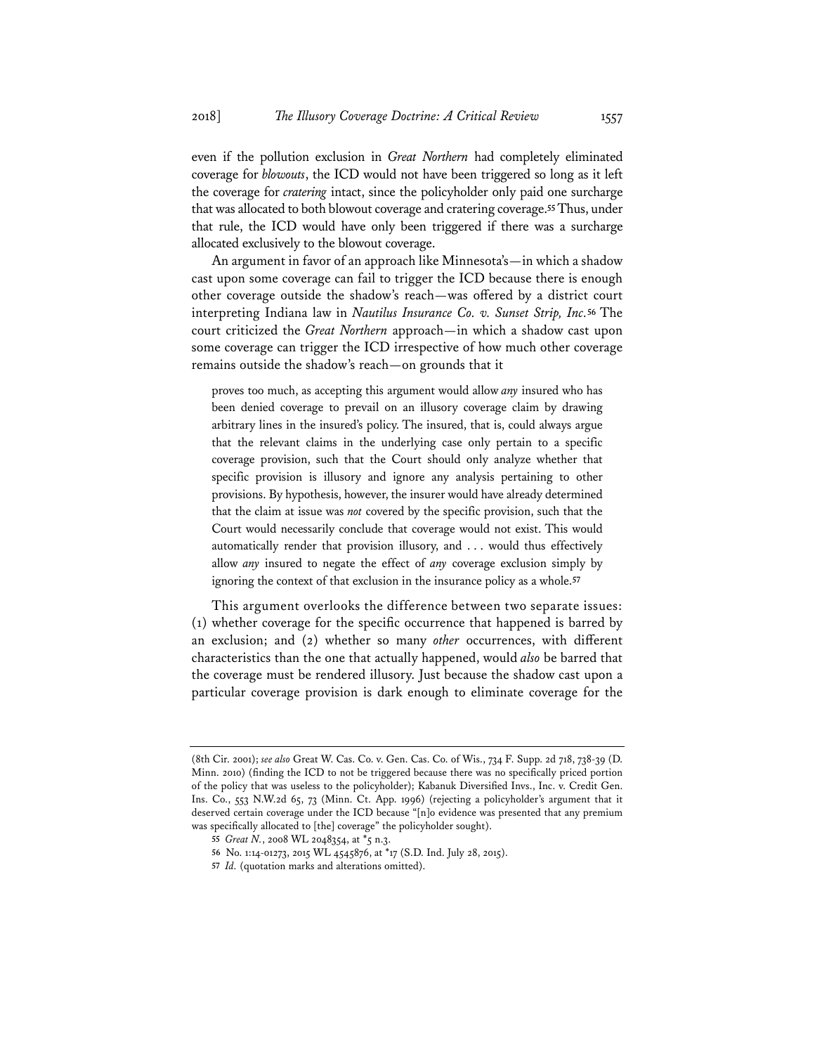even if the pollution exclusion in *Great Northern* had completely eliminated coverage for *blowouts*, the ICD would not have been triggered so long as it left the coverage for *cratering* intact, since the policyholder only paid one surcharge that was allocated to both blowout coverage and cratering coverage.[55] Thus, under that rule, the ICD would have only been triggered if there was a surcharge allocated exclusively to the blowout coverage.

An argument in favor of an approach like Minnesota's—in which a shadow cast upon some coverage can fail to trigger the ICD because there is enough other coverage outside the shadow's reach—was offered by a district court interpreting Indiana law in *Nautilus Insurance Co. v. Sunset Strip, Inc.*[56] The court criticized the *Great Northern* approach—in which a shadow cast upon some coverage can trigger the ICD irrespective of how much other coverage remains outside the shadow's reach—on grounds that it

> proves too much, as accepting this argument would allow *any* insured who has been denied coverage to prevail on an illusory coverage claim by drawing arbitrary lines in the insured's policy. The insured, that is, could always argue that the relevant claims in the underlying case only pertain to a specific coverage provision, such that the Court should only analyze whether that specific provision is illusory and ignore any analysis pertaining to other provisions. By hypothesis, however, the insurer would have already determined that the claim at issue was *not* covered by the specific provision, such that the Court would necessarily conclude that coverage would not exist. This would automatically render that provision illusory, and . . . would thus effectively allow *any* insured to negate the effect of *any* coverage exclusion simply by ignoring the context of that exclusion in the insurance policy as a whole.[57]

This argument overlooks the difference between two separate issues: (1) whether coverage for the specific occurrence that happened is barred by an exclusion; and (2) whether so many *other* occurrences, with different characteristics than the one that actually happened, would *also* be barred that the coverage must be rendered illusory. Just because the shadow cast upon a particular coverage provision is dark enough to eliminate coverage for the

---

(8th Cir. 2001); *see also* Great W. Cas. Co. v. Gen. Cas. Co. of Wis., 734 F. Supp. 2d 718, 738-39 (D. Minn. 2010) (finding the ICD to not be triggered because there was no specifically priced portion of the policy that was useless to the policyholder); Kabanuk Diversified Invs., Inc. v. Credit Gen. Ins. Co., 553 N.W.2d 65, 73 (Minn. Ct. App. 1996) (rejecting a policyholder's argument that it deserved certain coverage under the ICD because "[n]o evidence was presented that any premium was specifically allocated to [the] coverage" the policyholder sought).

55 *Great N.*, 2008 WL 2048354, at *5 n.3.

56 No. 1:14-01273, 2015 WL 4545876, at *17 (S.D. Ind. July 28, 2015).

57 *Id.* (quotation marks and alterations omitted).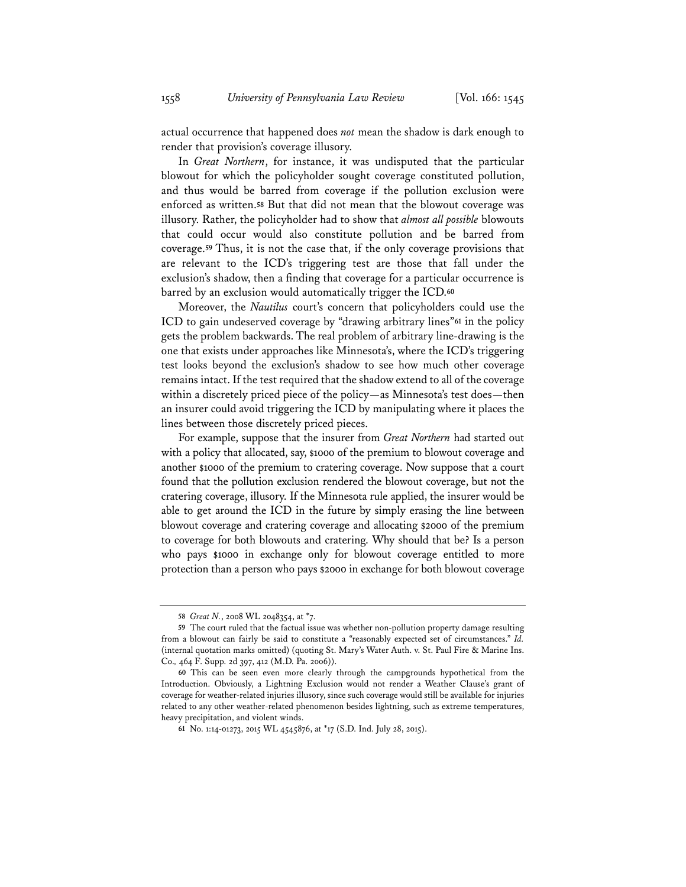actual occurrence that happened does *not* mean the shadow is dark enough to render that provision's coverage illusory.

In *Great Northern*, for instance, it was undisputed that the particular blowout for which the policyholder sought coverage constituted pollution, and thus would be barred from coverage if the pollution exclusion were enforced as written.[58] But that did not mean that the blowout coverage was illusory. Rather, the policyholder had to show that *almost all possible* blowouts that could occur would also constitute pollution and be barred from coverage.[59] Thus, it is not the case that, if the only coverage provisions that are relevant to the ICD's triggering test are those that fall under the exclusion's shadow, then a finding that coverage for a particular occurrence is barred by an exclusion would automatically trigger the ICD.[60]

Moreover, the *Nautilus* court's concern that policyholders could use the ICD to gain undeserved coverage by "drawing arbitrary lines"[61] in the policy gets the problem backwards. The real problem of arbitrary line-drawing is the one that exists under approaches like Minnesota's, where the ICD's triggering test looks beyond the exclusion's shadow to see how much other coverage remains intact. If the test required that the shadow extend to all of the coverage within a discretely priced piece of the policy—as Minnesota's test does—then an insurer could avoid triggering the ICD by manipulating where it places the lines between those discretely priced pieces.

For example, suppose that the insurer from *Great Northern* had started out with a policy that allocated, say, $1000 of the premium to blowout coverage and another $1000 of the premium to cratering coverage. Now suppose that a court found that the pollution exclusion rendered the blowout coverage, but not the cratering coverage, illusory. If the Minnesota rule applied, the insurer would be able to get around the ICD in the future by simply erasing the line between blowout coverage and cratering coverage and allocating $2000 of the premium to coverage for both blowouts and cratering. Why should that be? Is a person who pays $1000 in exchange only for blowout coverage entitled to more protection than a person who pays $2000 in exchange for both blowout coverage

---

58 *Great N.*, 2008 WL 2048354, at *7.

59 The court ruled that the factual issue was whether non-pollution property damage resulting from a blowout can fairly be said to constitute a "reasonably expected set of circumstances." *Id.* (internal quotation marks omitted) (quoting St. Mary's Water Auth. v. St. Paul Fire & Marine Ins. Co., 464 F. Supp. 2d 397, 412 (M.D. Pa. 2006)).

60 This can be seen even more clearly through the campgrounds hypothetical from the Introduction. Obviously, a Lightning Exclusion would not render a Weather Clause's grant of coverage for weather-related injuries illusory, since such coverage would still be available for injuries related to any other weather-related phenomenon besides lightning, such as extreme temperatures, heavy precipitation, and violent winds.

61 No. 1:14-01273, 2015 WL 4545876, at *17 (S.D. Ind. July 28, 2015).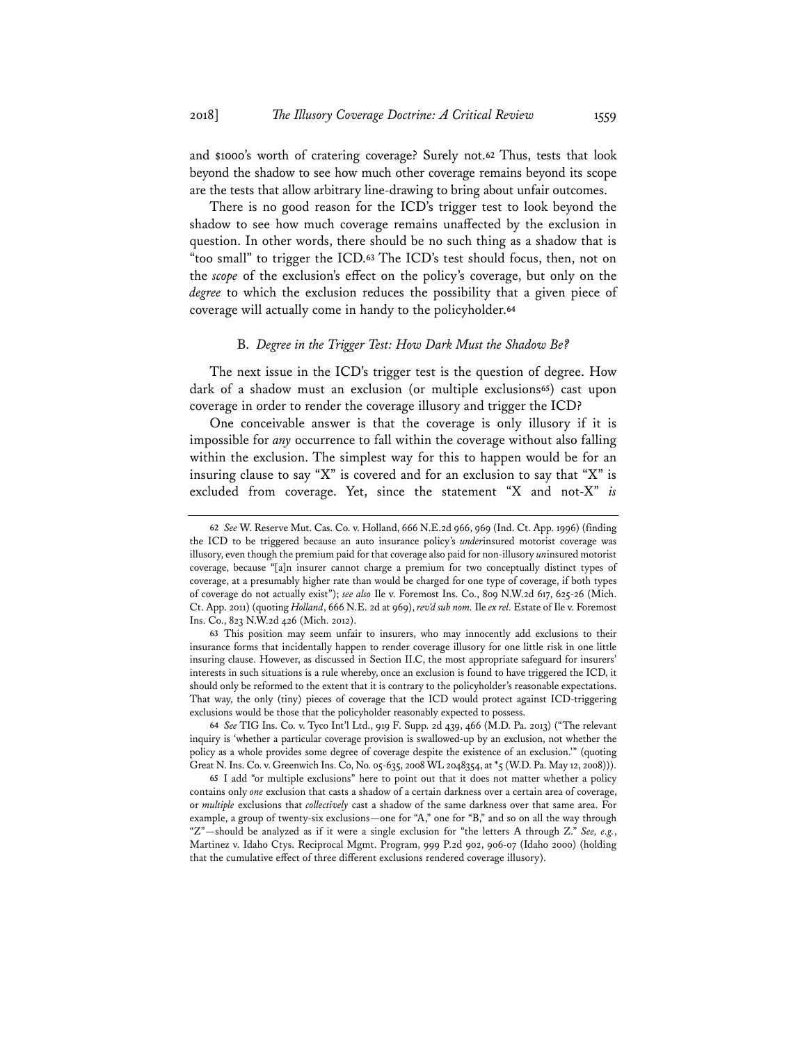and $1000's worth of cratering coverage? Surely not.[62] Thus, tests that look beyond the shadow to see how much other coverage remains beyond its scope are the tests that allow arbitrary line-drawing to bring about unfair outcomes.

There is no good reason for the ICD's trigger test to look beyond the shadow to see how much coverage remains unaffected by the exclusion in question. In other words, there should be no such thing as a shadow that is "too small" to trigger the ICD.[63] The ICD's test should focus, then, not on the *scope* of the exclusion's effect on the policy's coverage, but only on the *degree* to which the exclusion reduces the possibility that a given piece of coverage will actually come in handy to the policyholder.[64]

### B. *Degree in the Trigger Test: How Dark Must the Shadow Be?*

The next issue in the ICD's trigger test is the question of degree. How dark of a shadow must an exclusion (or multiple exclusions[65]) cast upon coverage in order to render the coverage illusory and trigger the ICD?

One conceivable answer is that the coverage is only illusory if it is impossible for *any* occurrence to fall within the coverage without also falling within the exclusion. The simplest way for this to happen would be for an insuring clause to say "X" is covered and for an exclusion to say that "X" is excluded from coverage. Yet, since the statement "X and not-X" *is*

---

62 *See* W. Reserve Mut. Cas. Co. v. Holland, 666 N.E.2d 966, 969 (Ind. Ct. App. 1996) (finding the ICD to be triggered because an auto insurance policy's *under*insured motorist coverage was illusory, even though the premium paid for that coverage also paid for non-illusory *un*insured motorist coverage, because "[a]n insurer cannot charge a premium for two conceptually distinct types of coverage, at a presumably higher rate than would be charged for one type of coverage, if both types of coverage do not actually exist"); *see also* Ile v. Foremost Ins. Co., 809 N.W.2d 617, 625-26 (Mich. Ct. App. 2011) (quoting *Holland*, 666 N.E. 2d at 969), *rev'd sub nom.* Ile *ex rel.* Estate of Ile v. Foremost Ins. Co., 823 N.W.2d 426 (Mich. 2012).

63 This position may seem unfair to insurers, who may innocently add exclusions to their insurance forms that incidentally happen to render coverage illusory for one little risk in one little insuring clause. However, as discussed in Section II.C, the most appropriate safeguard for insurers' interests in such situations is a rule whereby, once an exclusion is found to have triggered the ICD, it should only be reformed to the extent that it is contrary to the policyholder's reasonable expectations. That way, the only (tiny) pieces of coverage that the ICD would protect against ICD-triggering exclusions would be those that the policyholder reasonably expected to possess.

64 *See* TIG Ins. Co. v. Tyco Int'l Ltd., 919 F. Supp. 2d 439, 466 (M.D. Pa. 2013) ("The relevant inquiry is 'whether a particular coverage provision is swallowed-up by an exclusion, not whether the policy as a whole provides some degree of coverage despite the existence of an exclusion.'" (quoting Great N. Ins. Co. v. Greenwich Ins. Co, No. 05-635, 2008 WL 2048354, at *5 (W.D. Pa. May 12, 2008))).

65 I add "or multiple exclusions" here to point out that it does not matter whether a policy contains only *one* exclusion that casts a shadow of a certain darkness over a certain area of coverage, or *multiple* exclusions that *collectively* cast a shadow of the same darkness over that same area. For example, a group of twenty-six exclusions—one for "A," one for "B," and so on all the way through "Z"—should be analyzed as if it were a single exclusion for "the letters A through Z." *See, e.g.*, Martinez v. Idaho Ctys. Reciprocal Mgmt. Program, 999 P.2d 902, 906-07 (Idaho 2000) (holding that the cumulative effect of three different exclusions rendered coverage illusory).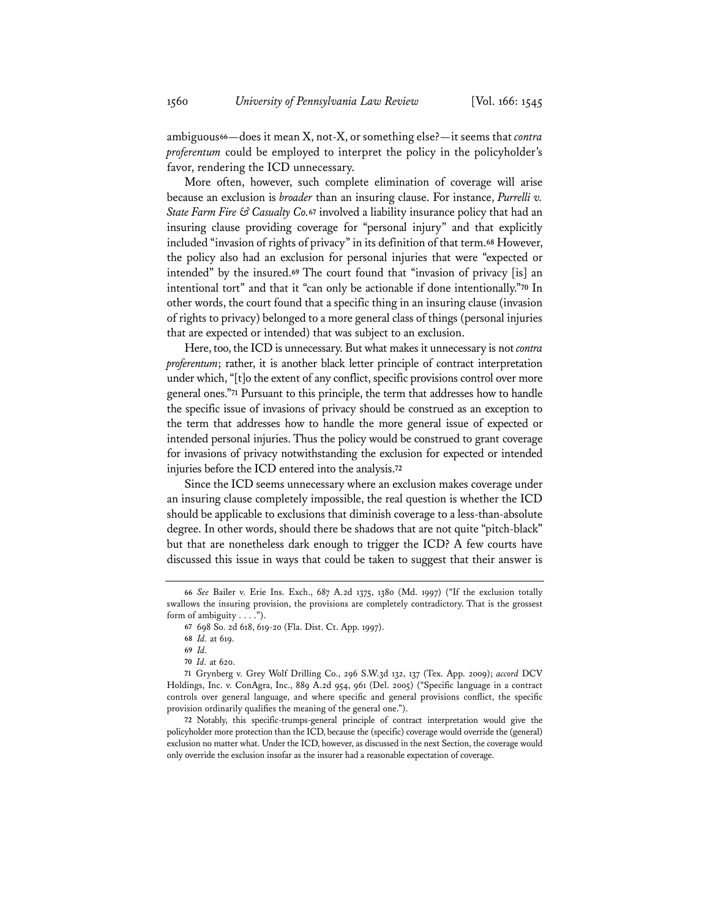ambiguous[66]—does it mean X, not-X, or something else?—it seems that *contra proferentum* could be employed to interpret the policy in the policyholder's favor, rendering the ICD unnecessary.

More often, however, such complete elimination of coverage will arise because an exclusion is *broader* than an insuring clause. For instance, *Purrelli v. State Farm Fire & Casualty Co.*[67] involved a liability insurance policy that had an insuring clause providing coverage for "personal injury" and that explicitly included "invasion of rights of privacy" in its definition of that term.[68] However, the policy also had an exclusion for personal injuries that were "expected or intended" by the insured.[69] The court found that "invasion of privacy [is] an intentional tort" and that it "can only be actionable if done intentionally."[70] In other words, the court found that a specific thing in an insuring clause (invasion of rights to privacy) belonged to a more general class of things (personal injuries that are expected or intended) that was subject to an exclusion.

Here, too, the ICD is unnecessary. But what makes it unnecessary is not *contra proferentum*; rather, it is another black letter principle of contract interpretation under which, "[t]o the extent of any conflict, specific provisions control over more general ones."[71] Pursuant to this principle, the term that addresses how to handle the specific issue of invasions of privacy should be construed as an exception to the term that addresses how to handle the more general issue of expected or intended personal injuries. Thus the policy would be construed to grant coverage for invasions of privacy notwithstanding the exclusion for expected or intended injuries before the ICD entered into the analysis.[72]

Since the ICD seems unnecessary where an exclusion makes coverage under an insuring clause completely impossible, the real question is whether the ICD should be applicable to exclusions that diminish coverage to a less-than-absolute degree. In other words, should there be shadows that are not quite "pitch-black" but that are nonetheless dark enough to trigger the ICD? A few courts have discussed this issue in ways that could be taken to suggest that their answer is

---

66 *See* Bailer v. Erie Ins. Exch., 687 A.2d 1375, 1380 (Md. 1997) ("If the exclusion totally swallows the insuring provision, the provisions are completely contradictory. That is the grossest form of ambiguity . . . .").

67 698 So. 2d 618, 619-20 (Fla. Dist. Ct. App. 1997).

68 *Id.* at 619.

69 *Id.*

70 *Id.* at 620.

71 Grynberg v. Grey Wolf Drilling Co., 296 S.W.3d 132, 137 (Tex. App. 2009); *accord* DCV Holdings, Inc. v. ConAgra, Inc., 889 A.2d 954, 961 (Del. 2005) ("Specific language in a contract controls over general language, and where specific and general provisions conflict, the specific provision ordinarily qualifies the meaning of the general one.").

72 Notably, this specific-trumps-general principle of contract interpretation would give the policyholder more protection than the ICD, because the (specific) coverage would override the (general) exclusion no matter what. Under the ICD, however, as discussed in the next Section, the coverage would only override the exclusion insofar as the insurer had a reasonable expectation of coverage.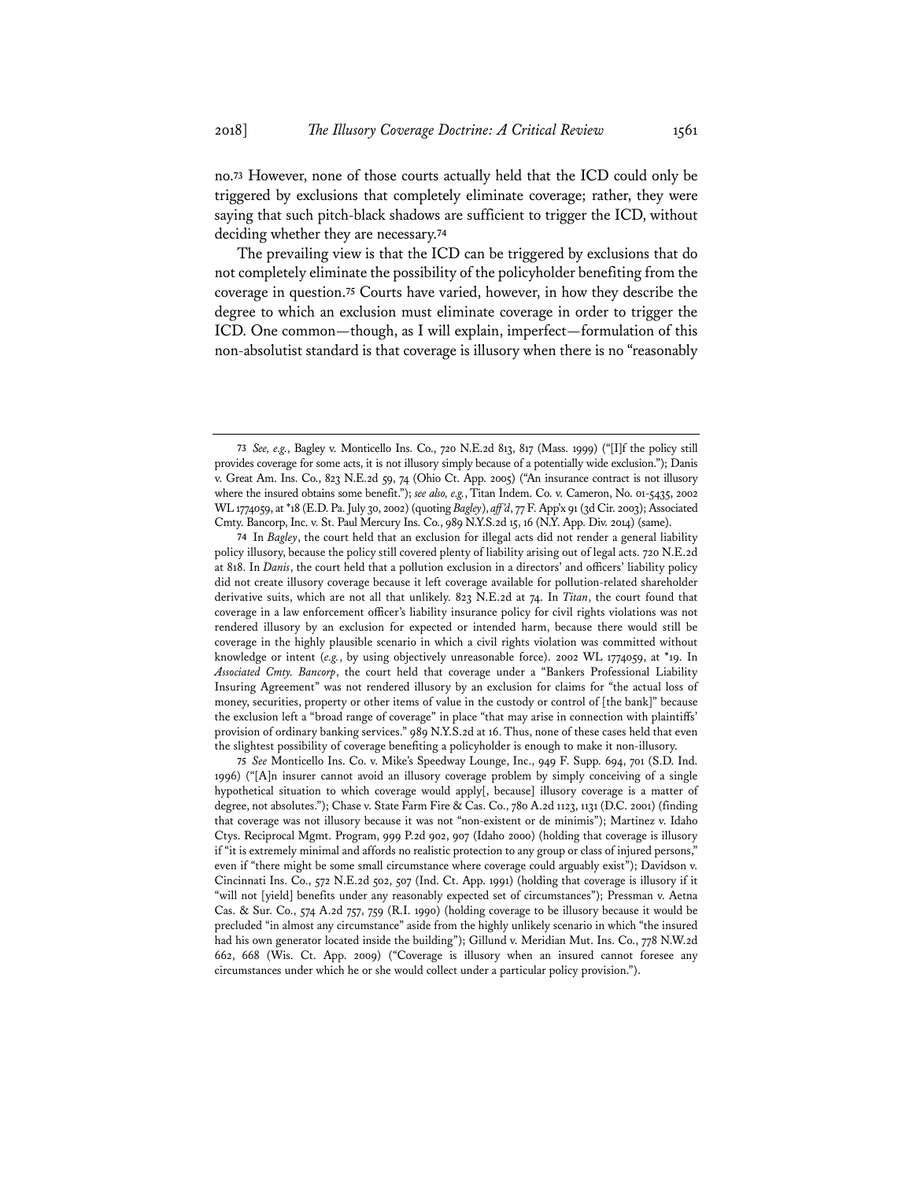no.[73] However, none of those courts actually held that the ICD could only be triggered by exclusions that completely eliminate coverage; rather, they were saying that such pitch-black shadows are sufficient to trigger the ICD, without deciding whether they are necessary.[74]

The prevailing view is that the ICD can be triggered by exclusions that do not completely eliminate the possibility of the policyholder benefiting from the coverage in question.[75] Courts have varied, however, in how they describe the degree to which an exclusion must eliminate coverage in order to trigger the ICD. One common—though, as I will explain, imperfect—formulation of this non-absolutist standard is that coverage is illusory when there is no "reasonably

---

[73] *See, e.g.*, Bagley v. Monticello Ins. Co., 720 N.E.2d 813, 817 (Mass. 1999) ("[I]f the policy still provides coverage for some acts, it is not illusory simply because of a potentially wide exclusion."); Danis v. Great Am. Ins. Co., 823 N.E.2d 59, 74 (Ohio Ct. App. 2005) ("An insurance contract is not illusory where the insured obtains some benefit."); *see also, e.g.*, Titan Indem. Co. v. Cameron, No. 01-5435, 2002 WL 1774059, at *18 (E.D. Pa. July 30, 2002) (quoting *Bagley*), *aff'd*, 77 F. App'x 91 (3d Cir. 2003); Associated Cmty. Bancorp, Inc. v. St. Paul Mercury Ins. Co., 989 N.Y.S.2d 15, 16 (N.Y. App. Div. 2014) (same).

[74] In *Bagley*, the court held that an exclusion for illegal acts did not render a general liability policy illusory, because the policy still covered plenty of liability arising out of legal acts. 720 N.E.2d at 818. In *Danis*, the court held that a pollution exclusion in a directors' and officers' liability policy did not create illusory coverage because it left coverage available for pollution-related shareholder derivative suits, which are not all that unlikely. 823 N.E.2d at 74. In *Titan*, the court found that coverage in a law enforcement officer's liability insurance policy for civil rights violations was not rendered illusory by an exclusion for expected or intended harm, because there would still be coverage in the highly plausible scenario in which a civil rights violation was committed without knowledge or intent (*e.g.*, by using objectively unreasonable force). 2002 WL 1774059, at *19. In *Associated Cmty. Bancorp*, the court held that coverage under a "Bankers Professional Liability Insuring Agreement" was not rendered illusory by an exclusion for claims for "the actual loss of money, securities, property or other items of value in the custody or control of [the bank]" because the exclusion left a "broad range of coverage" in place "that may arise in connection with plaintiffs' provision of ordinary banking services." 989 N.Y.S.2d at 16. Thus, none of these cases held that even the slightest possibility of coverage benefiting a policyholder is enough to make it non-illusory.

[75] *See* Monticello Ins. Co. v. Mike's Speedway Lounge, Inc., 949 F. Supp. 694, 701 (S.D. Ind. 1996) ("[A]n insurer cannot avoid an illusory coverage problem by simply conceiving of a single hypothetical situation to which coverage would apply[, because] illusory coverage is a matter of degree, not absolutes."); Chase v. State Farm Fire & Cas. Co., 780 A.2d 1123, 1131 (D.C. 2001) (finding that coverage was not illusory because it was not "non-existent or de minimis"); Martinez v. Idaho Ctys. Reciprocal Mgmt. Program, 999 P.2d 902, 907 (Idaho 2000) (holding that coverage is illusory if "it is extremely minimal and affords no realistic protection to any group or class of injured persons," even if "there might be some small circumstance where coverage could arguably exist"); Davidson v. Cincinnati Ins. Co., 572 N.E.2d 502, 507 (Ind. Ct. App. 1991) (holding that coverage is illusory if it "will not [yield] benefits under any reasonably expected set of circumstances"); Pressman v. Aetna Cas. & Sur. Co., 574 A.2d 757, 759 (R.I. 1990) (holding coverage to be illusory because it would be precluded "in almost any circumstance" aside from the highly unlikely scenario in which "the insured had his own generator located inside the building"); Gillund v. Meridian Mut. Ins. Co., 778 N.W.2d 662, 668 (Wis. Ct. App. 2009) ("Coverage is illusory when an insured cannot foresee any circumstances under which he or she would collect under a particular policy provision.").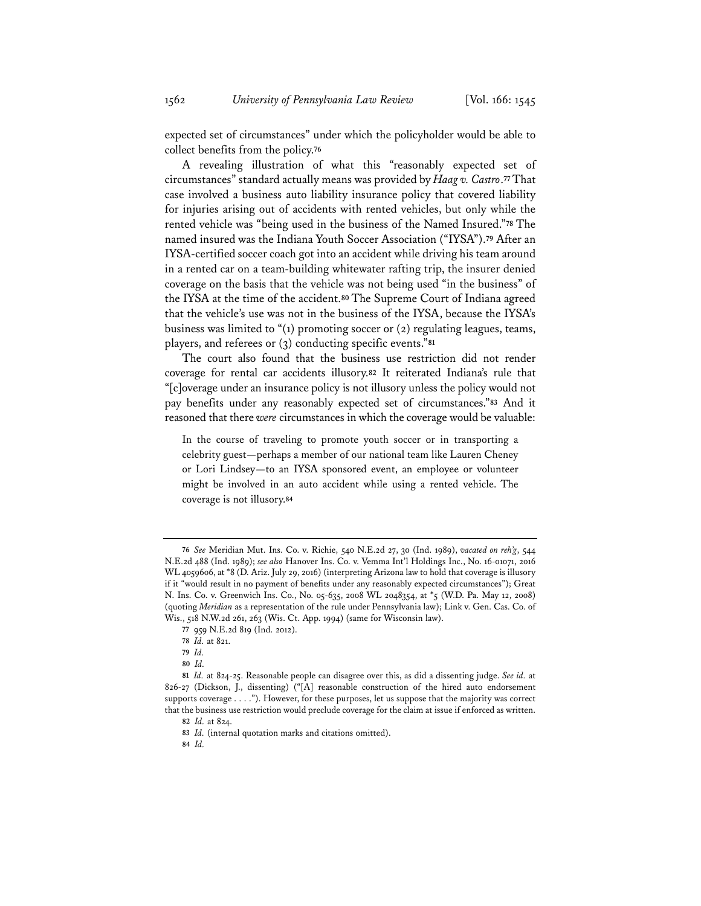expected set of circumstances" under which the policyholder would be able to collect benefits from the policy.[76]

A revealing illustration of what this "reasonably expected set of circumstances" standard actually means was provided by *Haag v. Castro*.[77] That case involved a business auto liability insurance policy that covered liability for injuries arising out of accidents with rented vehicles, but only while the rented vehicle was "being used in the business of the Named Insured."[78] The named insured was the Indiana Youth Soccer Association ("IYSA").[79] After an IYSA-certified soccer coach got into an accident while driving his team around in a rented car on a team-building whitewater rafting trip, the insurer denied coverage on the basis that the vehicle was not being used "in the business" of the IYSA at the time of the accident.[80] The Supreme Court of Indiana agreed that the vehicle's use was not in the business of the IYSA, because the IYSA's business was limited to "(1) promoting soccer or (2) regulating leagues, teams, players, and referees or (3) conducting specific events."[81]

The court also found that the business use restriction did not render coverage for rental car accidents illusory.[82] It reiterated Indiana's rule that "[c]overage under an insurance policy is not illusory unless the policy would not pay benefits under any reasonably expected set of circumstances."[83] And it reasoned that there *were* circumstances in which the coverage would be valuable:

> In the course of traveling to promote youth soccer or in transporting a celebrity guest—perhaps a member of our national team like Lauren Cheney or Lori Lindsey—to an IYSA sponsored event, an employee or volunteer might be involved in an auto accident while using a rented vehicle. The coverage is not illusory.[84]

---

76 *See* Meridian Mut. Ins. Co. v. Richie, 540 N.E.2d 27, 30 (Ind. 1989), *vacated on reh'g*, 544 N.E.2d 488 (Ind. 1989); *see also* Hanover Ins. Co. v. Vemma Int'l Holdings Inc., No. 16-01071, 2016 WL 4059606, at *8 (D. Ariz. July 29, 2016) (interpreting Arizona law to hold that coverage is illusory if it "would result in no payment of benefits under any reasonably expected circumstances"); Great N. Ins. Co. v. Greenwich Ins. Co., No. 05-635, 2008 WL 2048354, at *5 (W.D. Pa. May 12, 2008) (quoting *Meridian* as a representation of the rule under Pennsylvania law); Link v. Gen. Cas. Co. of Wis., 518 N.W.2d 261, 263 (Wis. Ct. App. 1994) (same for Wisconsin law).

77 959 N.E.2d 819 (Ind. 2012).

78 *Id.* at 821.

79 *Id.*

80 *Id.*

81 *Id.* at 824-25. Reasonable people can disagree over this, as did a dissenting judge. *See id.* at 826-27 (Dickson, J., dissenting) ("[A] reasonable construction of the hired auto endorsement supports coverage . . . ."). However, for these purposes, let us suppose that the majority was correct that the business use restriction would preclude coverage for the claim at issue if enforced as written.

82 *Id.* at 824.

83 *Id.* (internal quotation marks and citations omitted).

84 *Id.*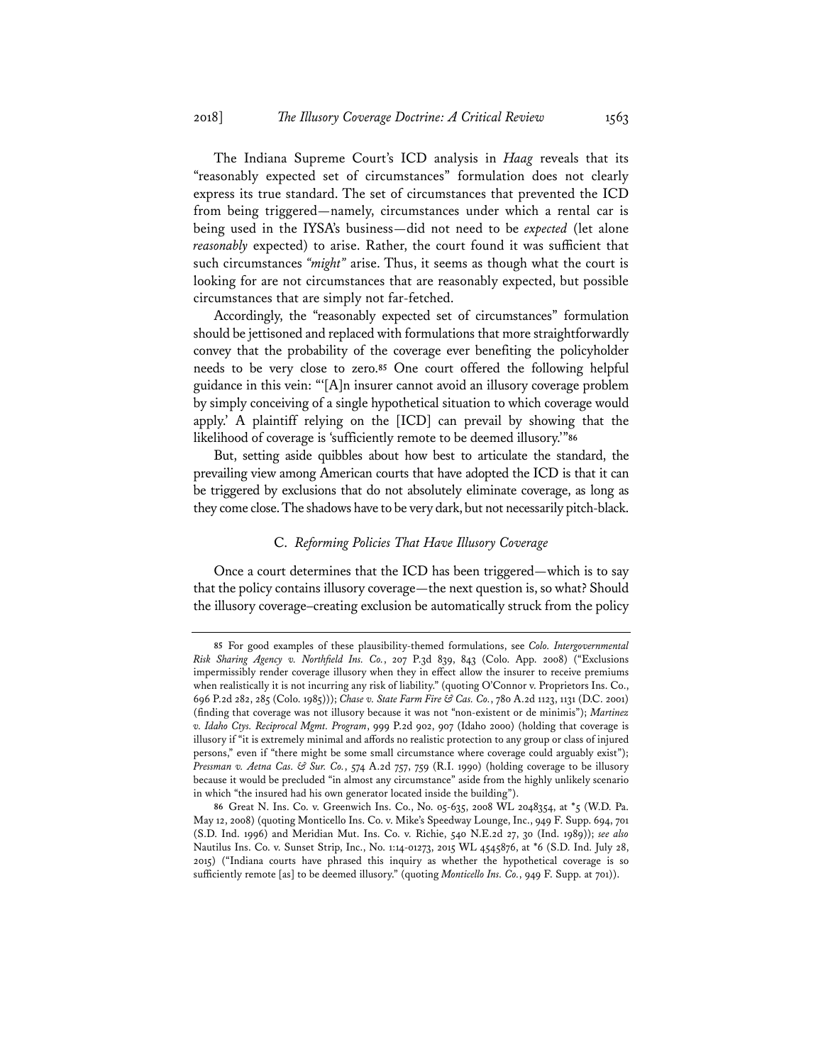The Indiana Supreme Court's ICD analysis in *Haag* reveals that its "reasonably expected set of circumstances" formulation does not clearly express its true standard. The set of circumstances that prevented the ICD from being triggered—namely, circumstances under which a rental car is being used in the IYSA's business—did not need to be *expected* (let alone *reasonably* expected) to arise. Rather, the court found it was sufficient that such circumstances *"might"* arise. Thus, it seems as though what the court is looking for are not circumstances that are reasonably expected, but possible circumstances that are simply not far-fetched.

Accordingly, the "reasonably expected set of circumstances" formulation should be jettisoned and replaced with formulations that more straightforwardly convey that the probability of the coverage ever benefiting the policyholder needs to be very close to zero.[85] One court offered the following helpful guidance in this vein: "'[A]n insurer cannot avoid an illusory coverage problem by simply conceiving of a single hypothetical situation to which coverage would apply.' A plaintiff relying on the [ICD] can prevail by showing that the likelihood of coverage is 'sufficiently remote to be deemed illusory.'"[86]

But, setting aside quibbles about how best to articulate the standard, the prevailing view among American courts that have adopted the ICD is that it can be triggered by exclusions that do not absolutely eliminate coverage, as long as they come close. The shadows have to be very dark, but not necessarily pitch-black.

### C. *Reforming Policies That Have Illusory Coverage*

Once a court determines that the ICD has been triggered—which is to say that the policy contains illusory coverage—the next question is, so what? Should the illusory coverage–creating exclusion be automatically struck from the policy

---

[85] For good examples of these plausibility-themed formulations, see *Colo. Intergovernmental Risk Sharing Agency v. Northfield Ins. Co.*, 207 P.3d 839, 843 (Colo. App. 2008) ("Exclusions impermissibly render coverage illusory when they in effect allow the insurer to receive premiums when realistically it is not incurring any risk of liability." (quoting O'Connor v. Proprietors Ins. Co., 696 P.2d 282, 285 (Colo. 1985))); *Chase v. State Farm Fire & Cas. Co.*, 780 A.2d 1123, 1131 (D.C. 2001) (finding that coverage was not illusory because it was not "non-existent or de minimis"); *Martinez v. Idaho Ctys. Reciprocal Mgmt. Program*, 999 P.2d 902, 907 (Idaho 2000) (holding that coverage is illusory if "it is extremely minimal and affords no realistic protection to any group or class of injured persons," even if "there might be some small circumstance where coverage could arguably exist"); *Pressman v. Aetna Cas. & Sur. Co.*, 574 A.2d 757, 759 (R.I. 1990) (holding coverage to be illusory because it would be precluded "in almost any circumstance" aside from the highly unlikely scenario in which "the insured had his own generator located inside the building").

[86] Great N. Ins. Co. v. Greenwich Ins. Co., No. 05-635, 2008 WL 2048354, at *5 (W.D. Pa. May 12, 2008) (quoting Monticello Ins. Co. v. Mike's Speedway Lounge, Inc., 949 F. Supp. 694, 701 (S.D. Ind. 1996) and Meridian Mut. Ins. Co. v. Richie, 540 N.E.2d 27, 30 (Ind. 1989)); *see also* Nautilus Ins. Co. v. Sunset Strip, Inc., No. 1:14-01273, 2015 WL 4545876, at *6 (S.D. Ind. July 28, 2015) ("Indiana courts have phrased this inquiry as whether the hypothetical coverage is so sufficiently remote [as] to be deemed illusory." (quoting *Monticello Ins. Co.*, 949 F. Supp. at 701)).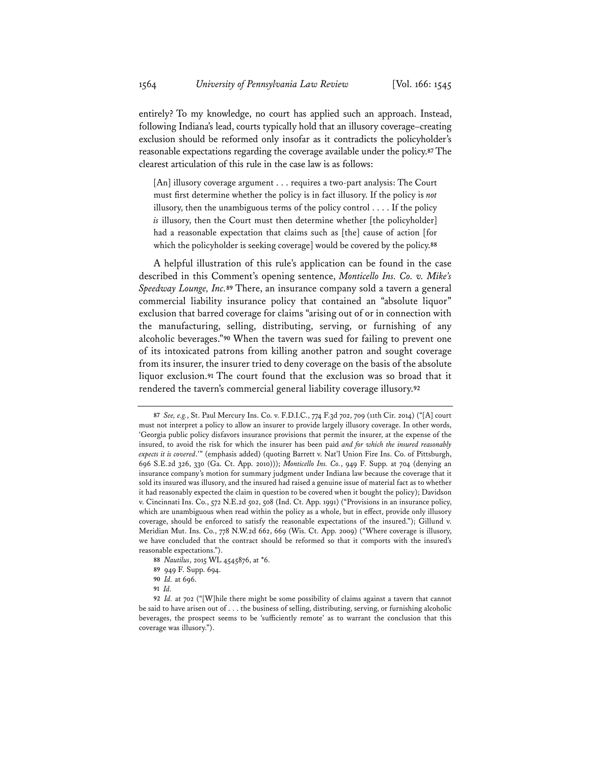entirely? To my knowledge, no court has applied such an approach. Instead, following Indiana's lead, courts typically hold that an illusory coverage–creating exclusion should be reformed only insofar as it contradicts the policyholder's reasonable expectations regarding the coverage available under the policy.[87] The clearest articulation of this rule in the case law is as follows:

> [An] illusory coverage argument . . . requires a two-part analysis: The Court must first determine whether the policy is in fact illusory. If the policy is *not* illusory, then the unambiguous terms of the policy control . . . . If the policy *is* illusory, then the Court must then determine whether [the policyholder] had a reasonable expectation that claims such as [the] cause of action [for which the policyholder is seeking coverage] would be covered by the policy.[88]

A helpful illustration of this rule's application can be found in the case described in this Comment's opening sentence, *Monticello Ins. Co. v. Mike's Speedway Lounge, Inc.*[89] There, an insurance company sold a tavern a general commercial liability insurance policy that contained an "absolute liquor" exclusion that barred coverage for claims "arising out of or in connection with the manufacturing, selling, distributing, serving, or furnishing of any alcoholic beverages."[90] When the tavern was sued for failing to prevent one of its intoxicated patrons from killing another patron and sought coverage from its insurer, the insurer tried to deny coverage on the basis of the absolute liquor exclusion.[91] The court found that the exclusion was so broad that it rendered the tavern's commercial general liability coverage illusory.[92]

---

87 *See, e.g.*, St. Paul Mercury Ins. Co. v. F.D.I.C., 774 F.3d 702, 709 (11th Cir. 2014) ("[A] court must not interpret a policy to allow an insurer to provide largely illusory coverage. In other words, 'Georgia public policy disfavors insurance provisions that permit the insurer, at the expense of the insured, to avoid the risk for which the insurer has been paid *and for which the insured reasonably expects it is covered*.'" (emphasis added) (quoting Barrett v. Nat'l Union Fire Ins. Co. of Pittsburgh, 696 S.E.2d 326, 330 (Ga. Ct. App. 2010))); *Monticello Ins. Co.*, 949 F. Supp. at 704 (denying an insurance company's motion for summary judgment under Indiana law because the coverage that it sold its insured was illusory, and the insured had raised a genuine issue of material fact as to whether it had reasonably expected the claim in question to be covered when it bought the policy); Davidson v. Cincinnati Ins. Co., 572 N.E.2d 502, 508 (Ind. Ct. App. 1991) ("Provisions in an insurance policy, which are unambiguous when read within the policy as a whole, but in effect, provide only illusory coverage, should be enforced to satisfy the reasonable expectations of the insured."); Gillund v. Meridian Mut. Ins. Co., 778 N.W.2d 662, 669 (Wis. Ct. App. 2009) ("Where coverage is illusory, we have concluded that the contract should be reformed so that it comports with the insured's reasonable expectations.").

88 *Nautilus*, 2015 WL 4545876, at *6.

89 949 F. Supp. 694.

90 *Id.* at 696.

91 *Id.*

92 *Id.* at 702 ("[W]hile there might be some possibility of claims against a tavern that cannot be said to have arisen out of . . . the business of selling, distributing, serving, or furnishing alcoholic beverages, the prospect seems to be 'sufficiently remote' as to warrant the conclusion that this coverage was illusory.").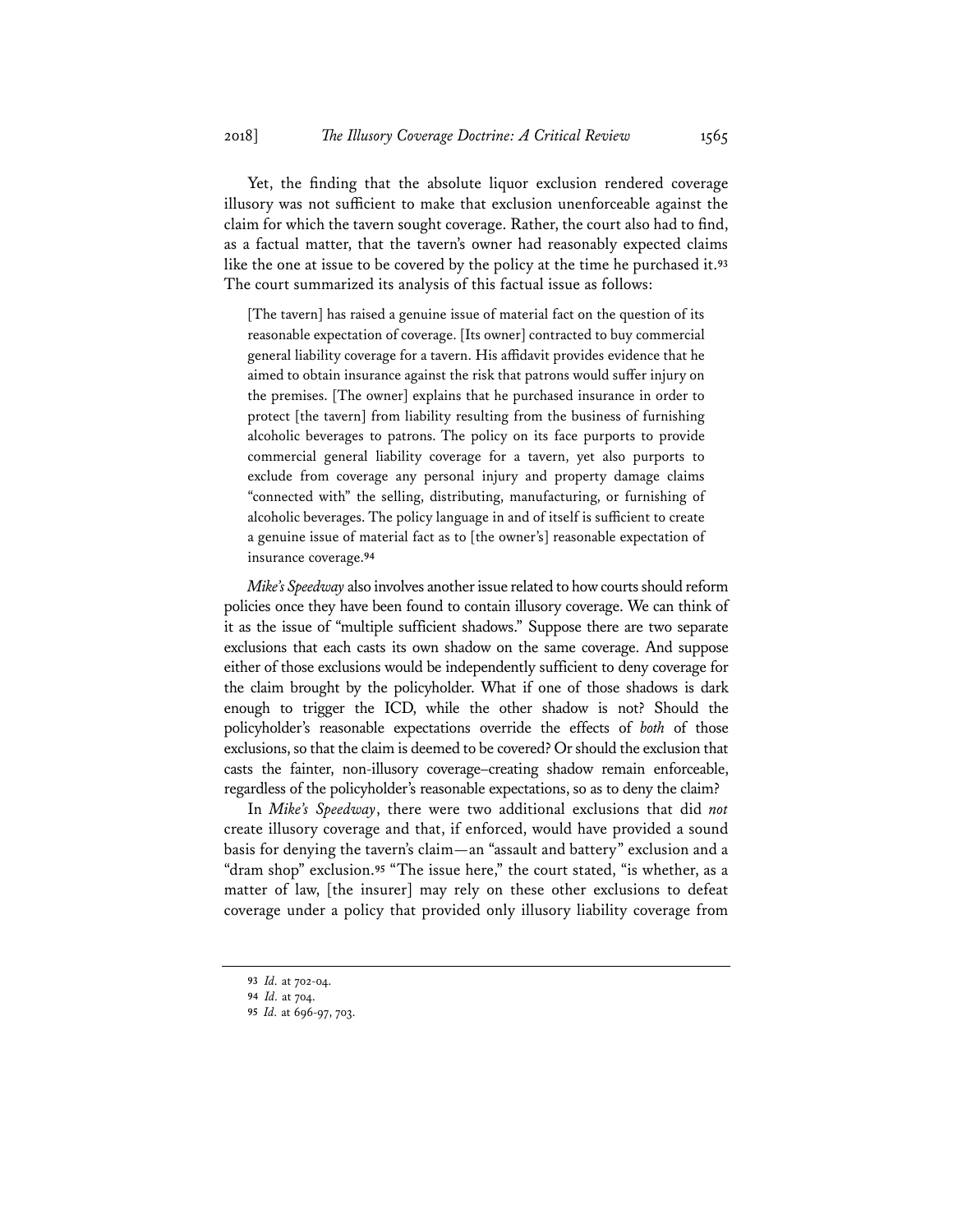Yet, the finding that the absolute liquor exclusion rendered coverage illusory was not sufficient to make that exclusion unenforceable against the claim for which the tavern sought coverage. Rather, the court also had to find, as a factual matter, that the tavern's owner had reasonably expected claims like the one at issue to be covered by the policy at the time he purchased it.[93] The court summarized its analysis of this factual issue as follows:

> [The tavern] has raised a genuine issue of material fact on the question of its reasonable expectation of coverage. [Its owner] contracted to buy commercial general liability coverage for a tavern. His affidavit provides evidence that he aimed to obtain insurance against the risk that patrons would suffer injury on the premises. [The owner] explains that he purchased insurance in order to protect [the tavern] from liability resulting from the business of furnishing alcoholic beverages to patrons. The policy on its face purports to provide commercial general liability coverage for a tavern, yet also purports to exclude from coverage any personal injury and property damage claims "connected with" the selling, distributing, manufacturing, or furnishing of alcoholic beverages. The policy language in and of itself is sufficient to create a genuine issue of material fact as to [the owner's] reasonable expectation of insurance coverage.[94]

*Mike's Speedway* also involves another issue related to how courts should reform policies once they have been found to contain illusory coverage. We can think of it as the issue of "multiple sufficient shadows." Suppose there are two separate exclusions that each casts its own shadow on the same coverage. And suppose either of those exclusions would be independently sufficient to deny coverage for the claim brought by the policyholder. What if one of those shadows is dark enough to trigger the ICD, while the other shadow is not? Should the policyholder's reasonable expectations override the effects of *both* of those exclusions, so that the claim is deemed to be covered? Or should the exclusion that casts the fainter, non-illusory coverage–creating shadow remain enforceable, regardless of the policyholder's reasonable expectations, so as to deny the claim?

In *Mike's Speedway*, there were two additional exclusions that did *not* create illusory coverage and that, if enforced, would have provided a sound basis for denying the tavern's claim—an "assault and battery" exclusion and a "dram shop" exclusion.[95] "The issue here," the court stated, "is whether, as a matter of law, [the insurer] may rely on these other exclusions to defeat coverage under a policy that provided only illusory liability coverage from

---

93 *Id.* at 702-04.

94 *Id.* at 704.

95 *Id.* at 696-97, 703.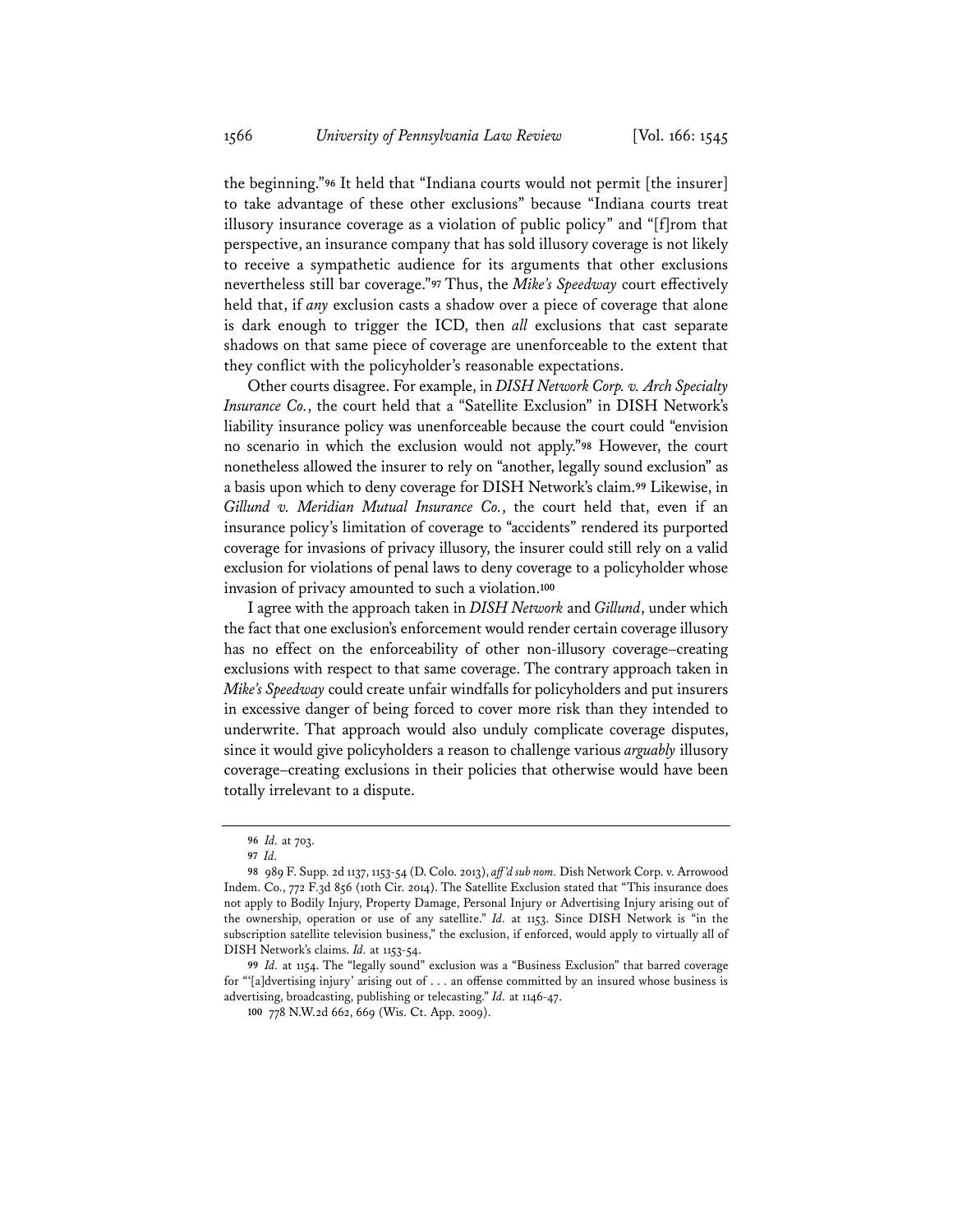the beginning."[96] It held that "Indiana courts would not permit [the insurer] to take advantage of these other exclusions" because "Indiana courts treat illusory insurance coverage as a violation of public policy" and "[f]rom that perspective, an insurance company that has sold illusory coverage is not likely to receive a sympathetic audience for its arguments that other exclusions nevertheless still bar coverage."[97] Thus, the *Mike's Speedway* court effectively held that, if *any* exclusion casts a shadow over a piece of coverage that alone is dark enough to trigger the ICD, then *all* exclusions that cast separate shadows on that same piece of coverage are unenforceable to the extent that they conflict with the policyholder's reasonable expectations.

Other courts disagree. For example, in *DISH Network Corp. v. Arch Specialty Insurance Co.*, the court held that a "Satellite Exclusion" in DISH Network's liability insurance policy was unenforceable because the court could "envision no scenario in which the exclusion would not apply."[98] However, the court nonetheless allowed the insurer to rely on "another, legally sound exclusion" as a basis upon which to deny coverage for DISH Network's claim.[99] Likewise, in *Gillund v. Meridian Mutual Insurance Co.*, the court held that, even if an insurance policy's limitation of coverage to "accidents" rendered its purported coverage for invasions of privacy illusory, the insurer could still rely on a valid exclusion for violations of penal laws to deny coverage to a policyholder whose invasion of privacy amounted to such a violation.[100]

I agree with the approach taken in *DISH Network* and *Gillund*, under which the fact that one exclusion's enforcement would render certain coverage illusory has no effect on the enforceability of other non-illusory coverage–creating exclusions with respect to that same coverage. The contrary approach taken in *Mike's Speedway* could create unfair windfalls for policyholders and put insurers in excessive danger of being forced to cover more risk than they intended to underwrite. That approach would also unduly complicate coverage disputes, since it would give policyholders a reason to challenge various *arguably* illusory coverage–creating exclusions in their policies that otherwise would have been totally irrelevant to a dispute.

---

96 *Id.* at 703.

97 *Id.*

98 989 F. Supp. 2d 1137, 1153-54 (D. Colo. 2013), *aff'd sub nom.* Dish Network Corp. v. Arrowood Indem. Co., 772 F.3d 856 (10th Cir. 2014). The Satellite Exclusion stated that "This insurance does not apply to Bodily Injury, Property Damage, Personal Injury or Advertising Injury arising out of the ownership, operation or use of any satellite." *Id.* at 1153. Since DISH Network is "in the subscription satellite television business," the exclusion, if enforced, would apply to virtually all of DISH Network's claims. *Id.* at 1153-54.

99 *Id.* at 1154. The "legally sound" exclusion was a "Business Exclusion" that barred coverage for "'[a]dvertising injury' arising out of . . . an offense committed by an insured whose business is advertising, broadcasting, publishing or telecasting." *Id.* at 1146-47.

100 778 N.W.2d 662, 669 (Wis. Ct. App. 2009).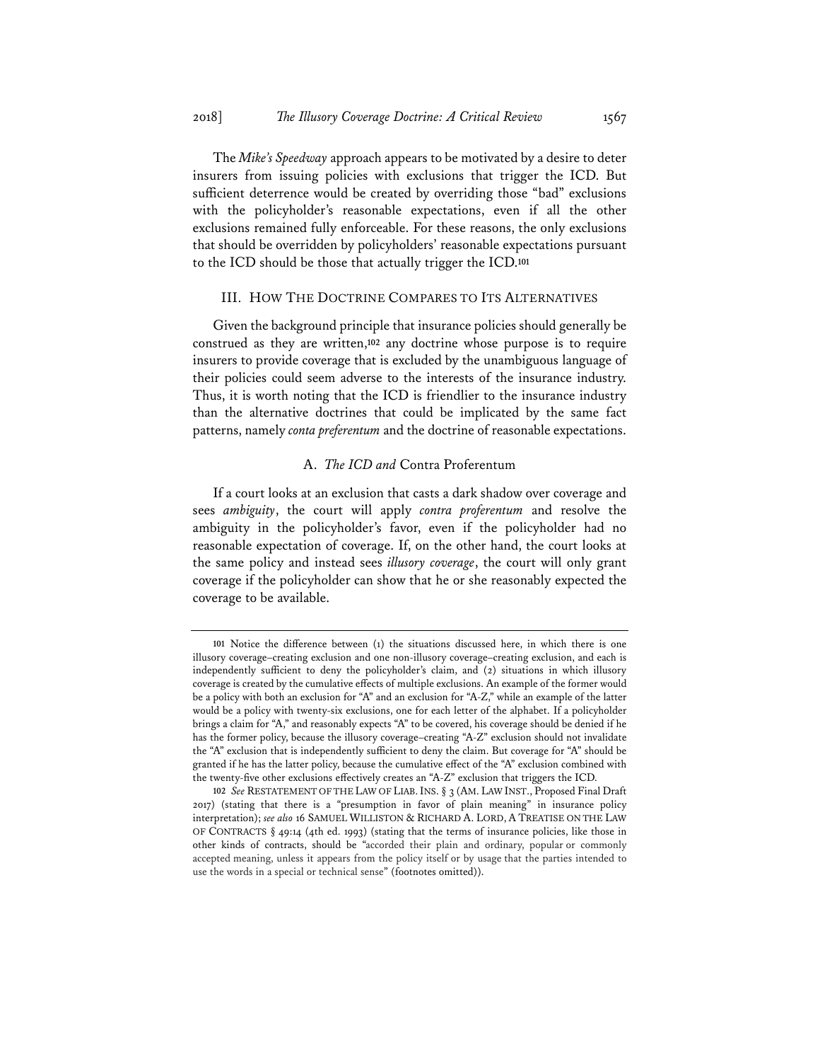The *Mike's Speedway* approach appears to be motivated by a desire to deter insurers from issuing policies with exclusions that trigger the ICD. But sufficient deterrence would be created by overriding those "bad" exclusions with the policyholder's reasonable expectations, even if all the other exclusions remained fully enforceable. For these reasons, the only exclusions that should be overridden by policyholders' reasonable expectations pursuant to the ICD should be those that actually trigger the ICD.[101]

## III. How The Doctrine Compares to Its Alternatives

Given the background principle that insurance policies should generally be construed as they are written,[102] any doctrine whose purpose is to require insurers to provide coverage that is excluded by the unambiguous language of their policies could seem adverse to the interests of the insurance industry. Thus, it is worth noting that the ICD is friendlier to the insurance industry than the alternative doctrines that could be implicated by the same fact patterns, namely *conta preferentum* and the doctrine of reasonable expectations.

### A. *The ICD and* Contra Proferentum

If a court looks at an exclusion that casts a dark shadow over coverage and sees *ambiguity*, the court will apply *contra proferentum* and resolve the ambiguity in the policyholder's favor, even if the policyholder had no reasonable expectation of coverage. If, on the other hand, the court looks at the same policy and instead sees *illusory coverage*, the court will only grant coverage if the policyholder can show that he or she reasonably expected the coverage to be available.

---

101 Notice the difference between (1) the situations discussed here, in which there is one illusory coverage–creating exclusion and one non-illusory coverage–creating exclusion, and each is independently sufficient to deny the policyholder's claim, and (2) situations in which illusory coverage is created by the cumulative effects of multiple exclusions. An example of the former would be a policy with both an exclusion for "A" and an exclusion for "A-Z," while an example of the latter would be a policy with twenty-six exclusions, one for each letter of the alphabet. If a policyholder brings a claim for "A," and reasonably expects "A" to be covered, his coverage should be denied if he has the former policy, because the illusory coverage–creating "A-Z" exclusion should not invalidate the "A" exclusion that is independently sufficient to deny the claim. But coverage for "A" should be granted if he has the latter policy, because the cumulative effect of the "A" exclusion combined with the twenty-five other exclusions effectively creates an "A-Z" exclusion that triggers the ICD.

102 *See* RESTATEMENT OF THE LAW OF LIAB. INS. § 3 (AM. LAW INST., Proposed Final Draft 2017) (stating that there is a "presumption in favor of plain meaning" in insurance policy interpretation); *see also* 16 SAMUEL WILLISTON & RICHARD A. LORD, A TREATISE ON THE LAW OF CONTRACTS § 49:14 (4th ed. 1993) (stating that the terms of insurance policies, like those in other kinds of contracts, should be "accorded their plain and ordinary, popular or commonly accepted meaning, unless it appears from the policy itself or by usage that the parties intended to use the words in a special or technical sense" (footnotes omitted)).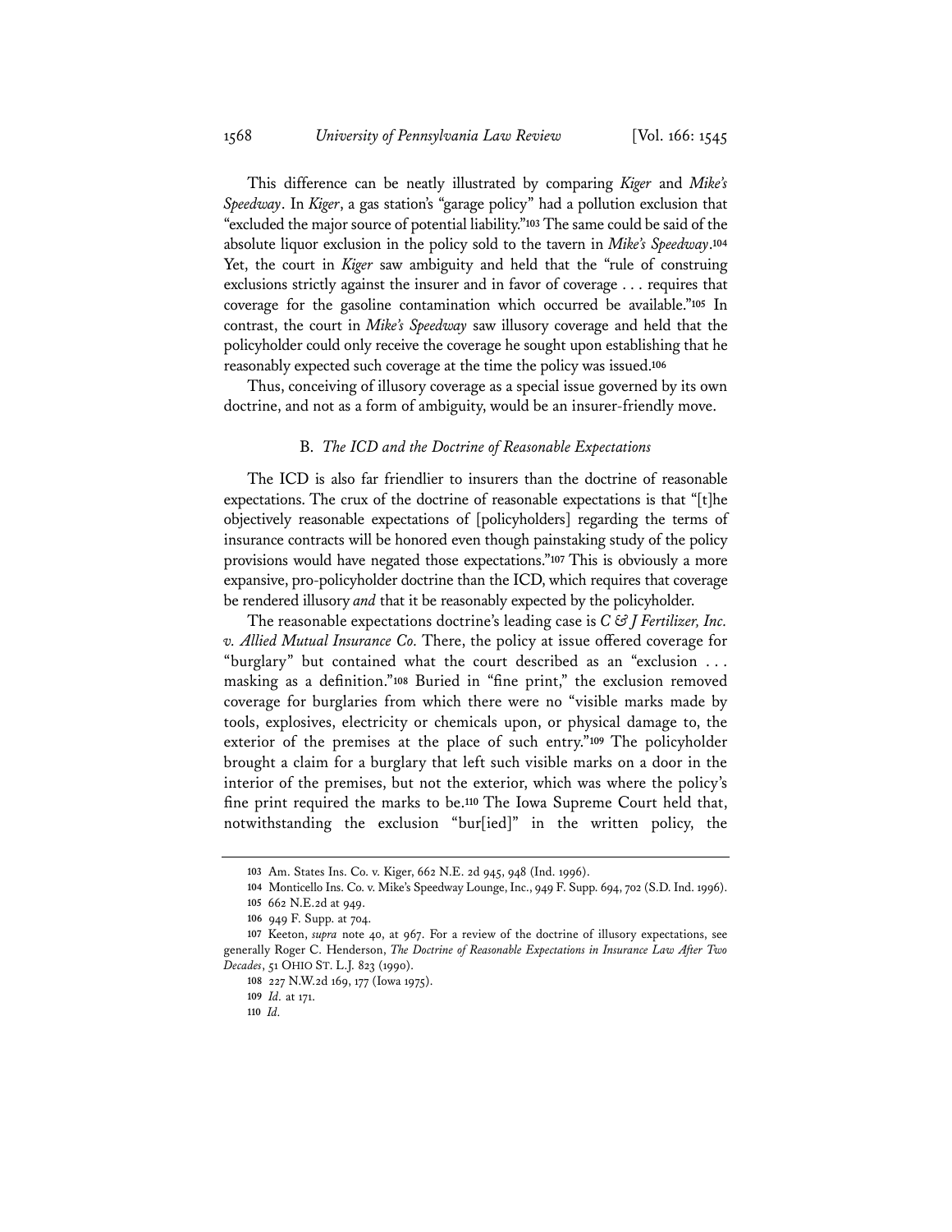This difference can be neatly illustrated by comparing *Kiger* and *Mike's Speedway*. In *Kiger*, a gas station's "garage policy" had a pollution exclusion that "excluded the major source of potential liability."[103] The same could be said of the absolute liquor exclusion in the policy sold to the tavern in *Mike's Speedway*.[104] Yet, the court in *Kiger* saw ambiguity and held that the "rule of construing exclusions strictly against the insurer and in favor of coverage . . . requires that coverage for the gasoline contamination which occurred be available."[105] In contrast, the court in *Mike's Speedway* saw illusory coverage and held that the policyholder could only receive the coverage he sought upon establishing that he reasonably expected such coverage at the time the policy was issued.[106]

Thus, conceiving of illusory coverage as a special issue governed by its own doctrine, and not as a form of ambiguity, would be an insurer-friendly move.

### B. *The ICD and the Doctrine of Reasonable Expectations*

The ICD is also far friendlier to insurers than the doctrine of reasonable expectations. The crux of the doctrine of reasonable expectations is that "[t]he objectively reasonable expectations of [policyholders] regarding the terms of insurance contracts will be honored even though painstaking study of the policy provisions would have negated those expectations."[107] This is obviously a more expansive, pro-policyholder doctrine than the ICD, which requires that coverage be rendered illusory *and* that it be reasonably expected by the policyholder.

The reasonable expectations doctrine's leading case is *C & J Fertilizer, Inc. v. Allied Mutual Insurance Co.* There, the policy at issue offered coverage for "burglary" but contained what the court described as an "exclusion . . . masking as a definition."[108] Buried in "fine print," the exclusion removed coverage for burglaries from which there were no "visible marks made by tools, explosives, electricity or chemicals upon, or physical damage to, the exterior of the premises at the place of such entry."[109] The policyholder brought a claim for a burglary that left such visible marks on a door in the interior of the premises, but not the exterior, which was where the policy's fine print required the marks to be.[110] The Iowa Supreme Court held that, notwithstanding the exclusion "bur[ied]" in the written policy, the

---

103 Am. States Ins. Co. v. Kiger, 662 N.E. 2d 945, 948 (Ind. 1996).

104 Monticello Ins. Co. v. Mike's Speedway Lounge, Inc., 949 F. Supp. 694, 702 (S.D. Ind. 1996).

105 662 N.E.2d at 949.

106 949 F. Supp. at 704.

107 Keeton, *supra* note 40, at 967. For a review of the doctrine of illusory expectations, see generally Roger C. Henderson, *The Doctrine of Reasonable Expectations in Insurance Law After Two Decades*, 51 OHIO ST. L.J. 823 (1990).

108 227 N.W.2d 169, 177 (Iowa 1975).

109 *Id.* at 171.

110 *Id.*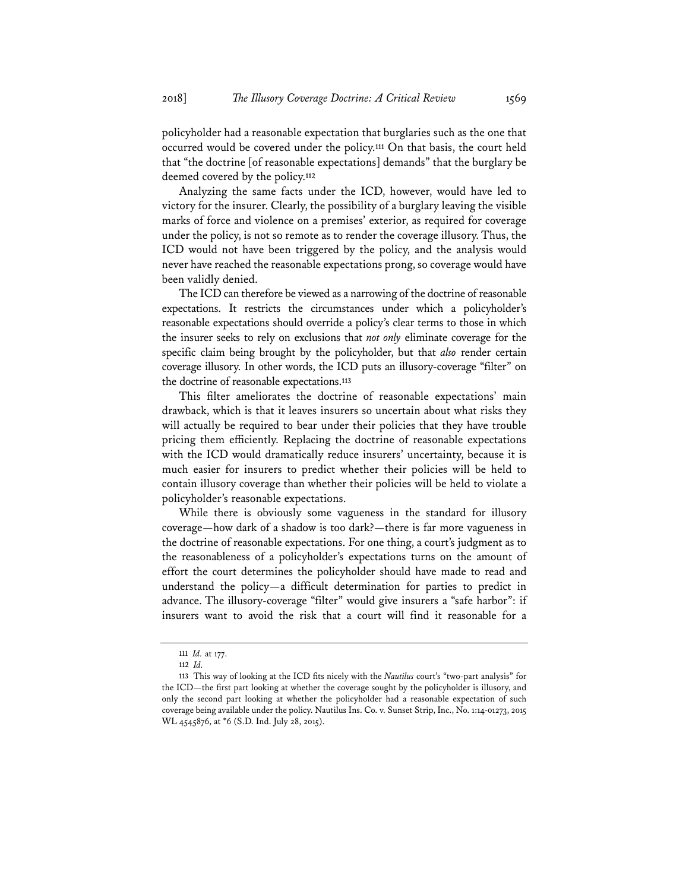policyholder had a reasonable expectation that burglaries such as the one that occurred would be covered under the policy.[111] On that basis, the court held that "the doctrine [of reasonable expectations] demands" that the burglary be deemed covered by the policy.[112]

Analyzing the same facts under the ICD, however, would have led to victory for the insurer. Clearly, the possibility of a burglary leaving the visible marks of force and violence on a premises' exterior, as required for coverage under the policy, is not so remote as to render the coverage illusory. Thus, the ICD would not have been triggered by the policy, and the analysis would never have reached the reasonable expectations prong, so coverage would have been validly denied.

The ICD can therefore be viewed as a narrowing of the doctrine of reasonable expectations. It restricts the circumstances under which a policyholder's reasonable expectations should override a policy's clear terms to those in which the insurer seeks to rely on exclusions that *not only* eliminate coverage for the specific claim being brought by the policyholder, but that *also* render certain coverage illusory. In other words, the ICD puts an illusory-coverage "filter" on the doctrine of reasonable expectations.[113]

This filter ameliorates the doctrine of reasonable expectations' main drawback, which is that it leaves insurers so uncertain about what risks they will actually be required to bear under their policies that they have trouble pricing them efficiently. Replacing the doctrine of reasonable expectations with the ICD would dramatically reduce insurers' uncertainty, because it is much easier for insurers to predict whether their policies will be held to contain illusory coverage than whether their policies will be held to violate a policyholder's reasonable expectations.

While there is obviously some vagueness in the standard for illusory coverage—how dark of a shadow is too dark?—there is far more vagueness in the doctrine of reasonable expectations. For one thing, a court's judgment as to the reasonableness of a policyholder's expectations turns on the amount of effort the court determines the policyholder should have made to read and understand the policy—a difficult determination for parties to predict in advance. The illusory-coverage "filter" would give insurers a "safe harbor": if insurers want to avoid the risk that a court will find it reasonable for a

---

111 *Id.* at 177.

112 *Id.*

113 This way of looking at the ICD fits nicely with the *Nautilus* court's "two-part analysis" for the ICD—the first part looking at whether the coverage sought by the policyholder is illusory, and only the second part looking at whether the policyholder had a reasonable expectation of such coverage being available under the policy. Nautilus Ins. Co. v. Sunset Strip, Inc., No. 1:14-01273, 2015 WL 4545876, at *6 (S.D. Ind. July 28, 2015).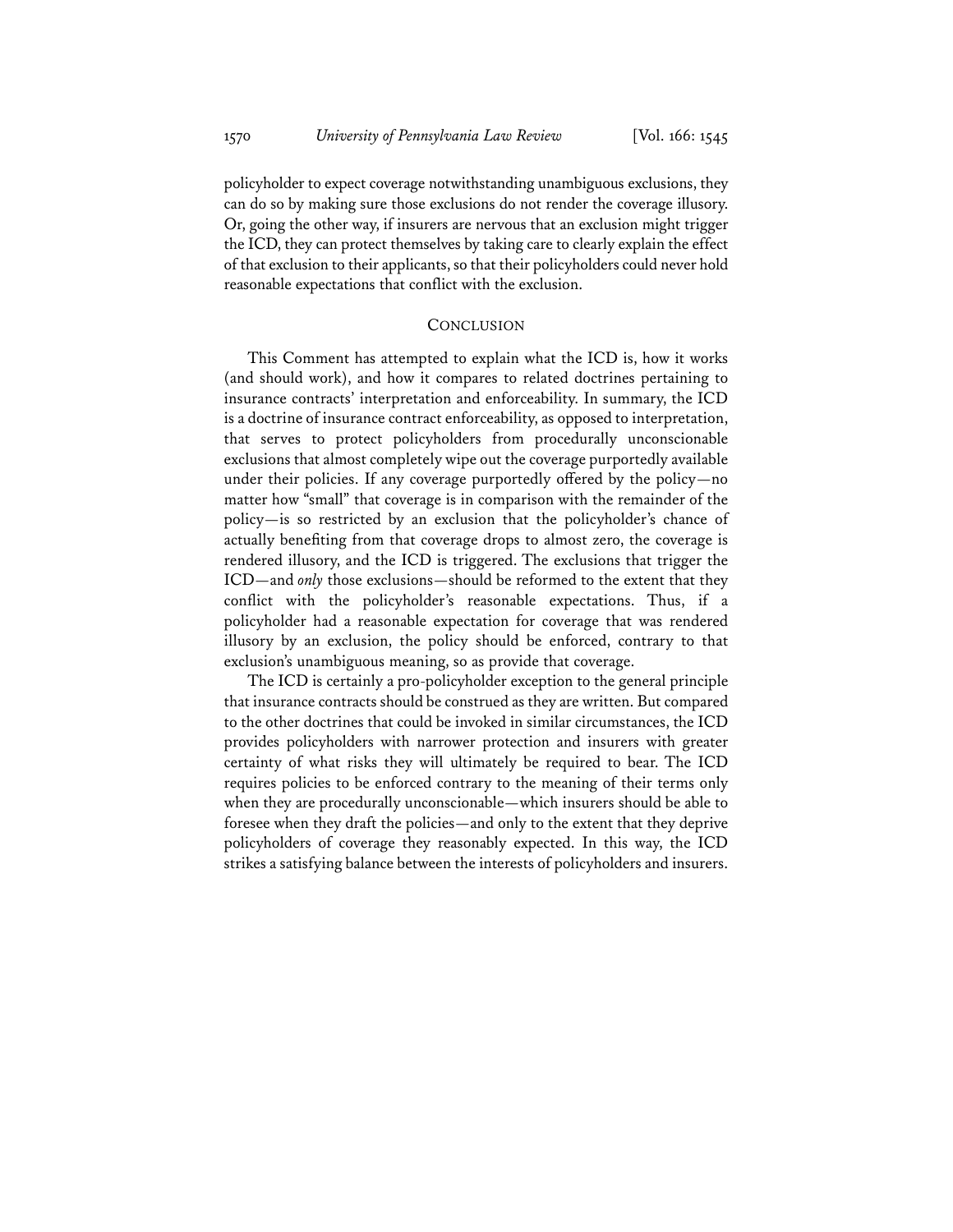policyholder to expect coverage notwithstanding unambiguous exclusions, they can do so by making sure those exclusions do not render the coverage illusory. Or, going the other way, if insurers are nervous that an exclusion might trigger the ICD, they can protect themselves by taking care to clearly explain the effect of that exclusion to their applicants, so that their policyholders could never hold reasonable expectations that conflict with the exclusion.

## CONCLUSION

This Comment has attempted to explain what the ICD is, how it works (and should work), and how it compares to related doctrines pertaining to insurance contracts' interpretation and enforceability. In summary, the ICD is a doctrine of insurance contract enforceability, as opposed to interpretation, that serves to protect policyholders from procedurally unconscionable exclusions that almost completely wipe out the coverage purportedly available under their policies. If any coverage purportedly offered by the policy—no matter how "small" that coverage is in comparison with the remainder of the policy—is so restricted by an exclusion that the policyholder's chance of actually benefiting from that coverage drops to almost zero, the coverage is rendered illusory, and the ICD is triggered. The exclusions that trigger the ICD—and *only* those exclusions—should be reformed to the extent that they conflict with the policyholder's reasonable expectations. Thus, if a policyholder had a reasonable expectation for coverage that was rendered illusory by an exclusion, the policy should be enforced, contrary to that exclusion's unambiguous meaning, so as provide that coverage.

The ICD is certainly a pro-policyholder exception to the general principle that insurance contracts should be construed as they are written. But compared to the other doctrines that could be invoked in similar circumstances, the ICD provides policyholders with narrower protection and insurers with greater certainty of what risks they will ultimately be required to bear. The ICD requires policies to be enforced contrary to the meaning of their terms only when they are procedurally unconscionable—which insurers should be able to foresee when they draft the policies—and only to the extent that they deprive policyholders of coverage they reasonably expected. In this way, the ICD strikes a satisfying balance between the interests of policyholders and insurers.